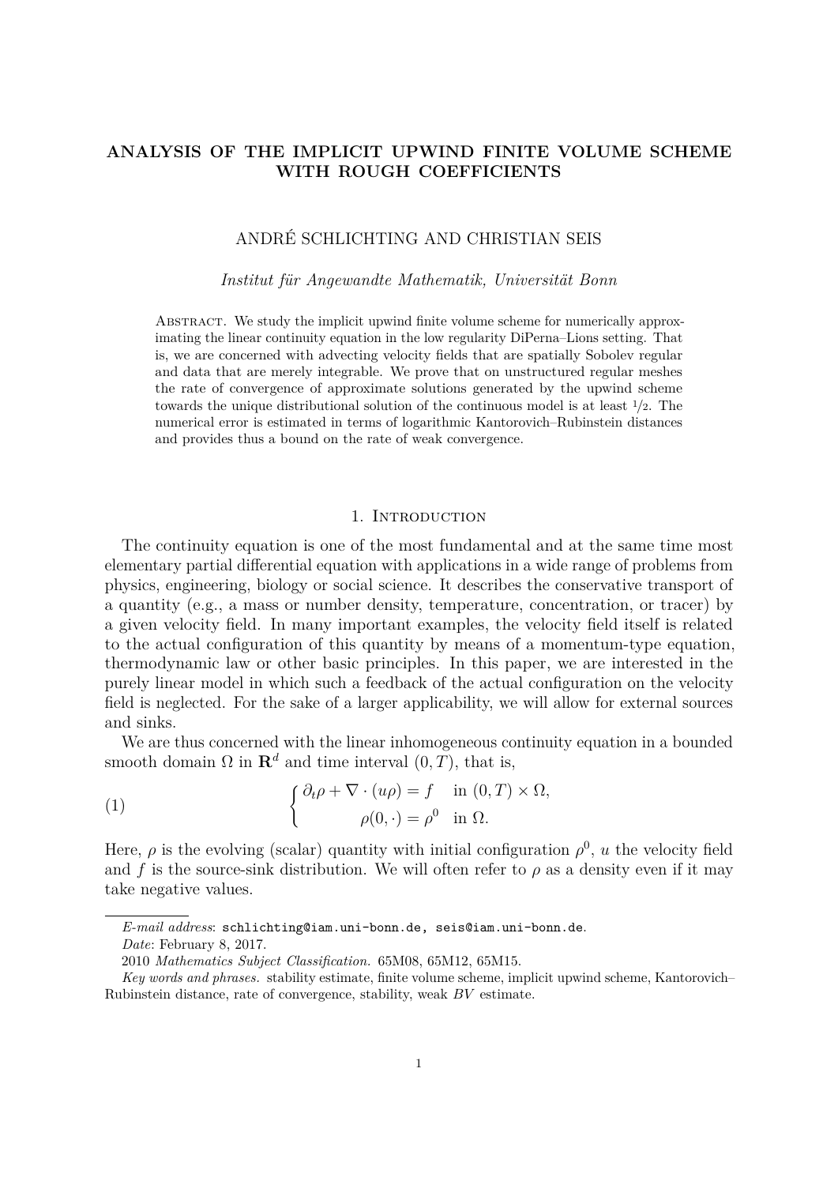# ANALYSIS OF THE IMPLICIT UPWIND FINITE VOLUME SCHEME WITH ROUGH COEFFICIENTS

ANDRÉ SCHLICHTING AND CHRISTIAN SEIS

*Institut für Angewandte Mathematik, Universität Bonn*

Abstract. We study the implicit upwind finite volume scheme for numerically approximating the linear continuity equation in the low regularity DiPerna–Lions setting. That is, we are concerned with advecting velocity fields that are spatially Sobolev regular and data that are merely integrable. We prove that on unstructured regular meshes the rate of convergence of approximate solutions generated by the upwind scheme towards the unique distributional solution of the continuous model is at least $1/2$. The numerical error is estimated in terms of logarithmic Kantorovich–Rubinstein distances and provides thus a bound on the rate of weak convergence.

## 1. Introduction

The continuity equation is one of the most fundamental and at the same time most elementary partial differential equation with applications in a wide range of problems from physics, engineering, biology or social science. It describes the conservative transport of a quantity (e.g., a mass or number density, temperature, concentration, or tracer) by a given velocity field. In many important examples, the velocity field itself is related to the actual configuration of this quantity by means of a momentum-type equation, thermodynamic law or other basic principles. In this paper, we are interested in the purely linear model in which such a feedback of the actual configuration on the velocity field is neglected. For the sake of a larger applicability, we will allow for external sources and sinks.

We are thus concerned with the linear inhomogeneous continuity equation in a bounded smooth domain $\Omega$ in $\mathbf{R}^d$ and time interval $(0,T)$, that is,

$$
\begin{cases} \partial_t \rho + \nabla \cdot (u\rho) = f & \text{in } (0,T)\times\Omega, \\ \rho(0,\cdot) = \rho^0 & \text{in } \Omega. \end{cases} \tag{1}
$$

Here, $\rho$ is the evolving (scalar) quantity with initial configuration $\rho^0$, $u$ the velocity field and $f$ is the source-sink distribution. We will often refer to $\rho$ as a density even if it may take negative values.

---

*E-mail address*: schlichting@iam.uni-bonn.de, seis@iam.uni-bonn.de.

*Date*: February 8, 2017.

2010 *Mathematics Subject Classification.* 65M08, 65M12, 65M15.

*Key words and phrases.* stability estimate, finite volume scheme, implicit upwind scheme, Kantorovich–Rubinstein distance, rate of convergence, stability, weak $BV$ estimate.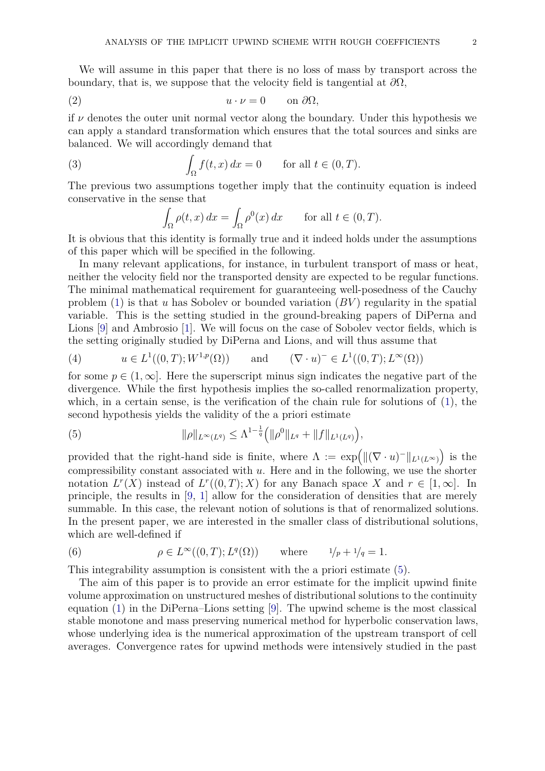We will assume in this paper that there is no loss of mass by transport across the boundary, that is, we suppose that the velocity field is tangential at $\partial\Omega$,

$$u \cdot \nu = 0 \qquad \text{on } \partial\Omega, \tag{2}$$

if $\nu$ denotes the outer unit normal vector along the boundary. Under this hypothesis we can apply a standard transformation which ensures that the total sources and sinks are balanced. We will accordingly demand that

$$\int_\Omega f(t,x)\,dx = 0 \qquad \text{for all } t \in (0,T). \tag{3}$$

The previous two assumptions together imply that the continuity equation is indeed conservative in the sense that

$$\int_\Omega \rho(t,x)\,dx = \int_\Omega \rho^0(x)\,dx \qquad \text{for all } t \in (0,T).$$

It is obvious that this identity is formally true and it indeed holds under the assumptions of this paper which will be specified in the following.

In many relevant applications, for instance, in turbulent transport of mass or heat, neither the velocity field nor the transported density are expected to be regular functions. The minimal mathematical requirement for guaranteeing well-posedness of the Cauchy problem (1) is that $u$ has Sobolev or bounded variation ($BV$) regularity in the spatial variable. This is the setting studied in the ground-breaking papers of DiPerna and Lions [9] and Ambrosio [1]. We will focus on the case of Sobolev vector fields, which is the setting originally studied by DiPerna and Lions, and will thus assume that

$$u \in L^1((0,T);W^{1,p}(\Omega)) \qquad \text{and} \qquad (\nabla\cdot u)^- \in L^1((0,T);L^\infty(\Omega)) \tag{4}$$

for some $p \in (1,\infty]$. Here the superscript minus sign indicates the negative part of the divergence. While the first hypothesis implies the so-called renormalization property, which, in a certain sense, is the verification of the chain rule for solutions of (1), the second hypothesis yields the validity of the a priori estimate

$$\|\rho\|_{L^\infty(L^q)} \le \Lambda^{1-\frac{1}{q}}\Big(\|\rho^0\|_{L^q} + \|f\|_{L^1(L^q)}\Big), \tag{5}$$

provided that the right-hand side is finite, where $\Lambda := \exp\Big(\|(\nabla\cdot u)^-\|_{L^1(L^\infty)}\Big)$ is the compressibility constant associated with $u$. Here and in the following, we use the shorter notation $L^r(X)$ instead of $L^r((0,T);X)$ for any Banach space $X$ and $r \in [1,\infty]$. In principle, the results in [9, 1] allow for the consideration of densities that are merely summable. In this case, the relevant notion of solutions is that of renormalized solutions. In the present paper, we are interested in the smaller class of distributional solutions, which are well-defined if

$$\rho \in L^\infty((0,T);L^q(\Omega)) \qquad \text{where} \qquad {}^1\!/\!_p + {}^1\!/\!_q = 1. \tag{6}$$

This integrability assumption is consistent with the a priori estimate (5).

The aim of this paper is to provide an error estimate for the implicit upwind finite volume approximation on unstructured meshes of distributional solutions to the continuity equation (1) in the DiPerna–Lions setting [9]. The upwind scheme is the most classical stable monotone and mass preserving numerical method for hyperbolic conservation laws, whose underlying idea is the numerical approximation of the upstream transport of cell averages. Convergence rates for upwind methods were intensively studied in the past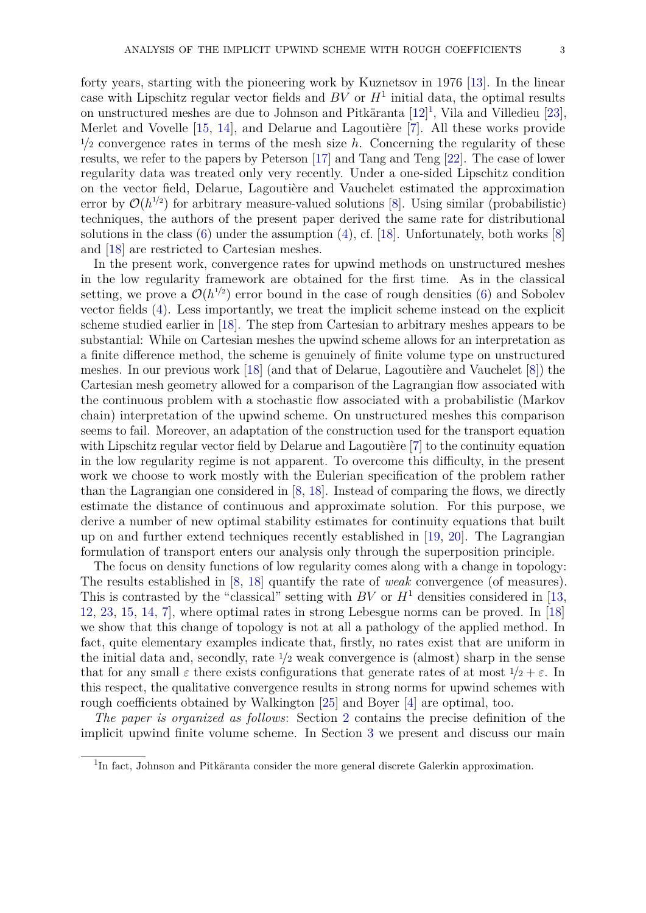forty years, starting with the pioneering work by Kuznetsov in 1976 [13]. In the linear case with Lipschitz regular vector fields and $BV$ or $H^1$ initial data, the optimal results on unstructured meshes are due to Johnson and Pitkäranta [12][1], Vila and Villedieu [23], Merlet and Vovelle [15, 14], and Delarue and Lagoutière [7]. All these works provide $1/2$ convergence rates in terms of the mesh size $h$. Concerning the regularity of these results, we refer to the papers by Peterson [17] and Tang and Teng [22]. The case of lower regularity data was treated only very recently. Under a one-sided Lipschitz condition on the vector field, Delarue, Lagoutière and Vauchelet estimated the approximation error by $\mathcal{O}(h^{1/2})$ for arbitrary measure-valued solutions [8]. Using similar (probabilistic) techniques, the authors of the present paper derived the same rate for distributional solutions in the class (6) under the assumption (4), cf. [18]. Unfortunately, both works [8] and [18] are restricted to Cartesian meshes.

In the present work, convergence rates for upwind methods on unstructured meshes in the low regularity framework are obtained for the first time. As in the classical setting, we prove a $\mathcal{O}(h^{1/2})$ error bound in the case of rough densities (6) and Sobolev vector fields (4). Less importantly, we treat the implicit scheme instead on the explicit scheme studied earlier in [18]. The step from Cartesian to arbitrary meshes appears to be substantial: While on Cartesian meshes the upwind scheme allows for an interpretation as a finite difference method, the scheme is genuinely of finite volume type on unstructured meshes. In our previous work [18] (and that of Delarue, Lagoutière and Vauchelet [8]) the Cartesian mesh geometry allowed for a comparison of the Lagrangian flow associated with the continuous problem with a stochastic flow associated with a probabilistic (Markov chain) interpretation of the upwind scheme. On unstructured meshes this comparison seems to fail. Moreover, an adaptation of the construction used for the transport equation with Lipschitz regular vector field by Delarue and Lagoutière [7] to the continuity equation in the low regularity regime is not apparent. To overcome this difficulty, in the present work we choose to work mostly with the Eulerian specification of the problem rather than the Lagrangian one considered in [8, 18]. Instead of comparing the flows, we directly estimate the distance of continuous and approximate solution. For this purpose, we derive a number of new optimal stability estimates for continuity equations that built up on and further extend techniques recently established in [19, 20]. The Lagrangian formulation of transport enters our analysis only through the superposition principle.

The focus on density functions of low regularity comes along with a change in topology: The results established in [8, 18] quantify the rate of *weak* convergence (of measures). This is contrasted by the "classical" setting with $BV$ or $H^1$ densities considered in [13, 12, 23, 15, 14, 7], where optimal rates in strong Lebesgue norms can be proved. In [18] we show that this change of topology is not at all a pathology of the applied method. In fact, quite elementary examples indicate that, firstly, no rates exist that are uniform in the initial data and, secondly, rate $1/2$ weak convergence is (almost) sharp in the sense that for any small $\varepsilon$ there exists configurations that generate rates of at most $1/2 + \varepsilon$. In this respect, the qualitative convergence results in strong norms for upwind schemes with rough coefficients obtained by Walkington [25] and Boyer [4] are optimal, too.

*The paper is organized as follows*: Section 2 contains the precise definition of the implicit upwind finite volume scheme. In Section 3 we present and discuss our main

[1] In fact, Johnson and Pitkäranta consider the more general discrete Galerkin approximation.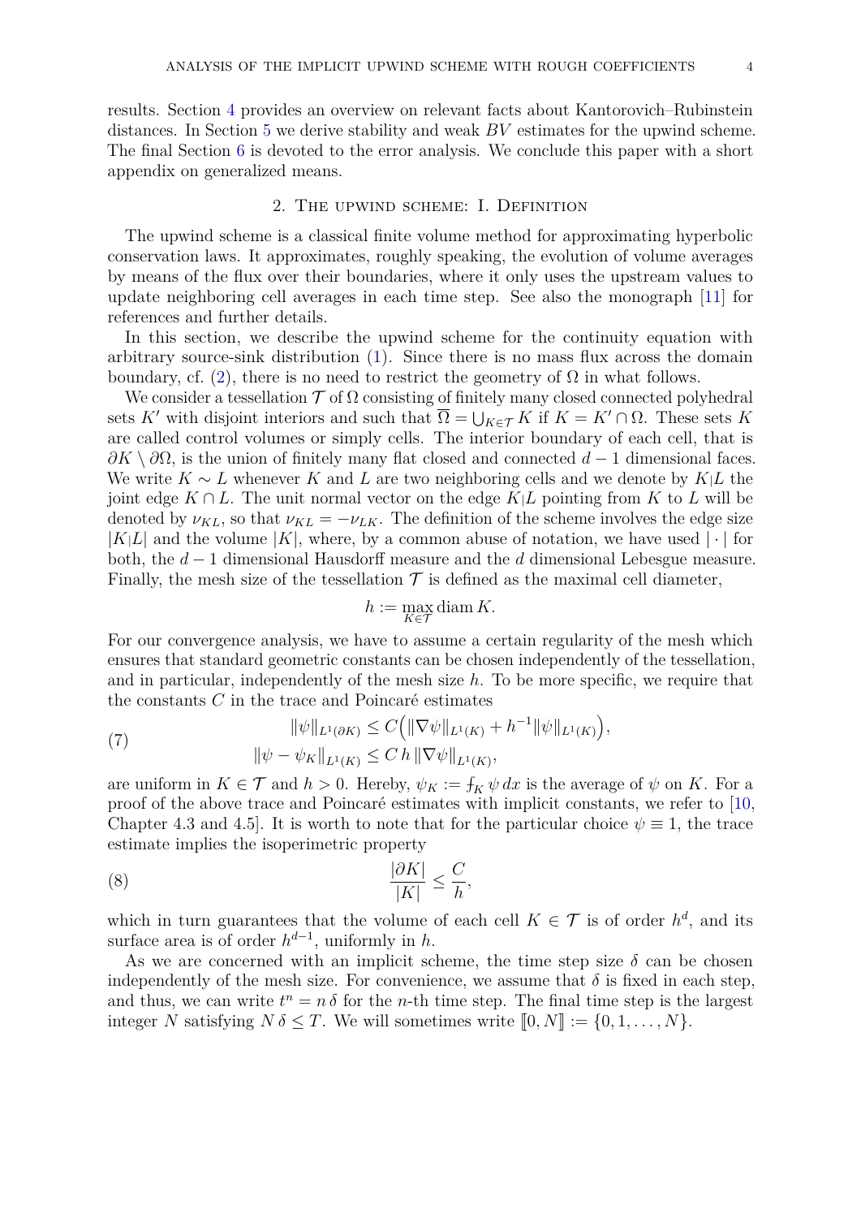results. Section 4 provides an overview on relevant facts about Kantorovich–Rubinstein distances. In Section 5 we derive stability and weak $BV$ estimates for the upwind scheme. The final Section 6 is devoted to the error analysis. We conclude this paper with a short appendix on generalized means.

## 2. The upwind scheme: I. Definition

The upwind scheme is a classical finite volume method for approximating hyperbolic conservation laws. It approximates, roughly speaking, the evolution of volume averages by means of the flux over their boundaries, where it only uses the upstream values to update neighboring cell averages in each time step. See also the monograph [11] for references and further details.

In this section, we describe the upwind scheme for the continuity equation with arbitrary source-sink distribution (1). Since there is no mass flux across the domain boundary, cf. (2), there is no need to restrict the geometry of $\Omega$ in what follows.

We consider a tessellation $\mathcal{T}$ of $\Omega$ consisting of finitely many closed connected polyhedral sets $K'$ with disjoint interiors and such that $\overline{\Omega} = \bigcup_{K\in\mathcal{T}} K$ if $K = K'\cap\Omega$. These sets $K$ are called control volumes or simply cells. The interior boundary of each cell, that is $\partial K\setminus\partial\Omega$, is the union of finitely many flat closed and connected $d-1$ dimensional faces. We write $K\sim L$ whenever $K$ and $L$ are two neighboring cells and we denote by $K|L$ the joint edge $K\cap L$. The unit normal vector on the edge $K|L$ pointing from $K$ to $L$ will be denoted by $\nu_{KL}$, so that $\nu_{KL} = -\nu_{LK}$. The definition of the scheme involves the edge size $|K|L|$ and the volume $|K|$, where, by a common abuse of notation, we have used $|\cdot|$ for both, the $d-1$ dimensional Hausdorff measure and the $d$ dimensional Lebesgue measure. Finally, the mesh size of the tessellation $\mathcal{T}$ is defined as the maximal cell diameter,

$$h := \max_{K\in\mathcal{T}} \operatorname{diam} K.$$

For our convergence analysis, we have to assume a certain regularity of the mesh which ensures that standard geometric constants can be chosen independently of the tessellation, and in particular, independently of the mesh size $h$. To be more specific, we require that the constants $C$ in the trace and Poincaré estimates

$$\begin{aligned} \|\psi\|_{L^1(\partial K)} &\le C\Big(\|\nabla\psi\|_{L^1(K)} + h^{-1}\|\psi\|_{L^1(K)}\Big),\\ \|\psi-\psi_K\|_{L^1(K)} &\le C\,h\,\|\nabla\psi\|_{L^1(K)}, \end{aligned} \tag{7}$$

are uniform in $K\in\mathcal{T}$ and $h>0$. Hereby, $\psi_K := \fint_K \psi\,dx$ is the average of $\psi$ on $K$. For a proof of the above trace and Poincaré estimates with implicit constants, we refer to [10, Chapter 4.3 and 4.5]. It is worth to note that for the particular choice $\psi\equiv 1$, the trace estimate implies the isoperimetric property

$$\frac{|\partial K|}{|K|} \le \frac{C}{h}, \tag{8}$$

which in turn guarantees that the volume of each cell $K\in\mathcal{T}$ is of order $h^d$, and its surface area is of order $h^{d-1}$, uniformly in $h$.

As we are concerned with an implicit scheme, the time step size $\delta$ can be chosen independently of the mesh size. For convenience, we assume that $\delta$ is fixed in each step, and thus, we can write $t^n = n\,\delta$ for the $n$-th time step. The final time step is the largest integer $N$ satisfying $N\,\delta\le T$. We will sometimes write $[\![0,N]\!] := \{0,1,\dots,N\}$.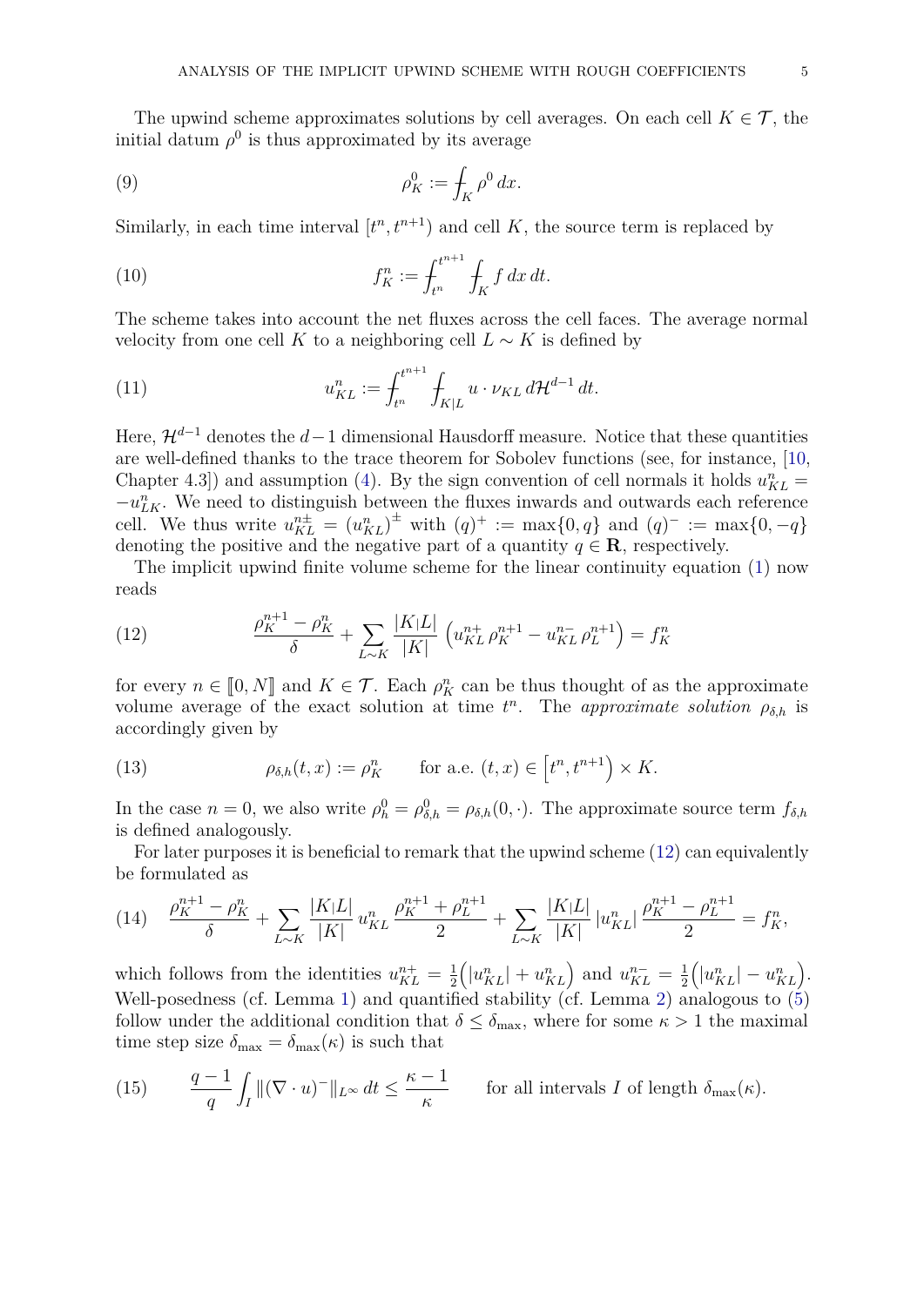The upwind scheme approximates solutions by cell averages. On each cell $K \in \mathcal{T}$, the initial datum $\rho^0$ is thus approximated by its average

$$\rho_K^0 := \fint_K \rho^0 \, dx. \tag{9}$$

Similarly, in each time interval $[t^n, t^{n+1})$ and cell $K$, the source term is replaced by

$$f_K^n := \fint_{t^n}^{t^{n+1}} \fint_K f \, dx \, dt. \tag{10}$$

The scheme takes into account the net fluxes across the cell faces. The average normal velocity from one cell $K$ to a neighboring cell $L \sim K$ is defined by

$$u_{KL}^n := \fint_{t^n}^{t^{n+1}} \fint_{K|L} u \cdot \nu_{KL} \, d\mathcal{H}^{d-1} \, dt. \tag{11}$$

Here, $\mathcal{H}^{d-1}$ denotes the $d-1$ dimensional Hausdorff measure. Notice that these quantities are well-defined thanks to the trace theorem for Sobolev functions (see, for instance, [10, Chapter 4.3]) and assumption (4). By the sign convention of cell normals it holds $u_{KL}^n = -u_{LK}^n$. We need to distinguish between the fluxes inwards and outwards each reference cell. We thus write $u_{KL}^{n\pm} = (u_{KL}^n)^{\pm}$ with $(q)^+ := \max\{0, q\}$ and $(q)^- := \max\{0, -q\}$ denoting the positive and the negative part of a quantity $q \in \mathbf{R}$, respectively.

The implicit upwind finite volume scheme for the linear continuity equation (1) now reads

$$\frac{\rho_K^{n+1} - \rho_K^n}{\delta} + \sum_{L \sim K} \frac{|K|L|}{|K|} \left( u_{KL}^{n+} \rho_K^{n+1} - u_{KL}^{n-} \rho_L^{n+1} \right) = f_K^n \tag{12}$$

for every $n \in [\![0, N]\!]$ and $K \in \mathcal{T}$. Each $\rho_K^n$ can be thus thought of as the approximate volume average of the exact solution at time $t^n$. The *approximate solution* $\rho_{\delta,h}$ is accordingly given by

$$\rho_{\delta,h}(t, x) := \rho_K^n \qquad \text{for a.e. } (t, x) \in \left[t^n, t^{n+1}\right) \times K. \tag{13}$$

In the case $n = 0$, we also write $\rho_h^0 = \rho_{\delta,h}^0 = \rho_{\delta,h}(0, \cdot)$. The approximate source term $f_{\delta,h}$ is defined analogously.

For later purposes it is beneficial to remark that the upwind scheme (12) can equivalently be formulated as

$$\frac{\rho_K^{n+1} - \rho_K^n}{\delta} + \sum_{L \sim K} \frac{|K|L|}{|K|} \, u_{KL}^n \, \frac{\rho_K^{n+1} + \rho_L^{n+1}}{2} + \sum_{L \sim K} \frac{|K|L|}{|K|} \, |u_{KL}^n| \, \frac{\rho_K^{n+1} - \rho_L^{n+1}}{2} = f_K^n, \tag{14}$$

which follows from the identities $u_{KL}^{n+} = \frac{1}{2}\Big(|u_{KL}^n| + u_{KL}^n\Big)$ and $u_{KL}^{n-} = \frac{1}{2}\Big(|u_{KL}^n| - u_{KL}^n\Big)$. Well-posedness (cf. Lemma 1) and quantified stability (cf. Lemma 2) analogous to (5) follow under the additional condition that $\delta \le \delta_{\max}$, where for some $\kappa > 1$ the maximal time step size $\delta_{\max} = \delta_{\max}(\kappa)$ is such that

$$\frac{q-1}{q} \int_I \|(\nabla \cdot u)^-\|_{L^\infty} \, dt \le \frac{\kappa - 1}{\kappa} \qquad \text{for all intervals } I \text{ of length } \delta_{\max}(\kappa). \tag{15}$$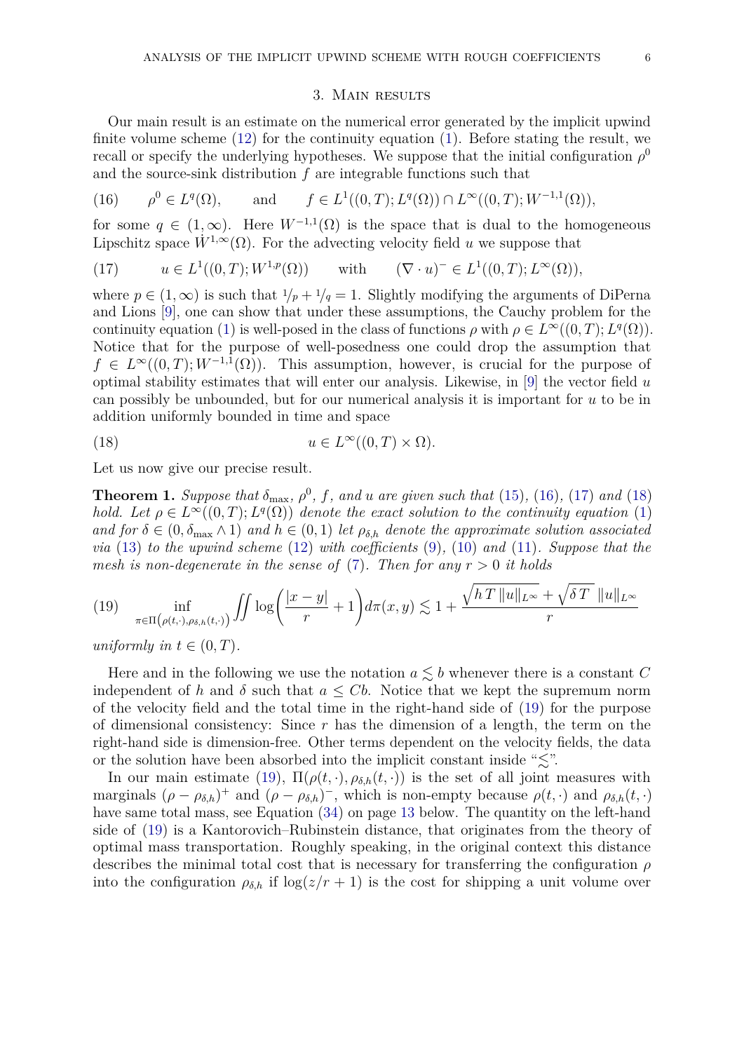## 3. Main results

Our main result is an estimate on the numerical error generated by the implicit upwind finite volume scheme (12) for the continuity equation (1). Before stating the result, we recall or specify the underlying hypotheses. We suppose that the initial configuration $\rho^0$ and the source-sink distribution $f$ are integrable functions such that

$$\rho^0 \in L^q(\Omega), \qquad \text{and} \qquad f \in L^1((0,T);L^q(\Omega)) \cap L^\infty((0,T);W^{-1,1}(\Omega)), \tag{16}$$

for some $q \in (1,\infty)$. Here $W^{-1,1}(\Omega)$ is the space that is dual to the homogeneous Lipschitz space $\dot{W}^{1,\infty}(\Omega)$. For the advecting velocity field $u$ we suppose that

$$u \in L^1((0,T);W^{1,p}(\Omega)) \qquad \text{with} \qquad (\nabla \cdot u)^- \in L^1((0,T);L^\infty(\Omega)), \tag{17}$$

where $p \in (1,\infty)$ is such that $1/p + 1/q = 1$. Slightly modifying the arguments of DiPerna and Lions [9], one can show that under these assumptions, the Cauchy problem for the continuity equation (1) is well-posed in the class of functions $\rho$ with $\rho \in L^\infty((0,T);L^q(\Omega))$. Notice that for the purpose of well-posedness one could drop the assumption that $f \in L^\infty((0,T);W^{-1,1}(\Omega))$. This assumption, however, is crucial for the purpose of optimal stability estimates that will enter our analysis. Likewise, in [9] the vector field $u$ can possibly be unbounded, but for our numerical analysis it is important for $u$ to be in addition uniformly bounded in time and space

$$u \in L^\infty((0,T) \times \Omega). \tag{18}$$

Let us now give our precise result.

**Theorem 1.** *Suppose that $\delta_{\max}$, $\rho^0$, $f$, and $u$ are given such that (15), (16), (17) and (18) hold. Let $\rho \in L^\infty((0,T);L^q(\Omega))$ denote the exact solution to the continuity equation (1) and for $\delta \in (0, \delta_{\max} \wedge 1)$ and $h \in (0,1)$ let $\rho_{\delta,h}$ denote the approximate solution associated via (13) to the upwind scheme (12) with coefficients (9), (10) and (11). Suppose that the mesh is non-degenerate in the sense of (7). Then for any $r > 0$ it holds*

$$\inf_{\pi \in \Pi\left(\rho(t,\cdot),\rho_{\delta,h}(t,\cdot)\right)} \iint \log\left(\frac{|x-y|}{r} + 1\right) d\pi(x,y) \lesssim 1 + \frac{\sqrt{h\,T\,\|u\|_{L^\infty}} + \sqrt{\delta\,T}\;\|u\|_{L^\infty}}{r} \tag{19}$$

*uniformly in $t \in (0,T)$.*

Here and in the following we use the notation $a \lesssim b$ whenever there is a constant $C$ independent of $h$ and $\delta$ such that $a \le Cb$. Notice that we kept the supremum norm of the velocity field and the total time in the right-hand side of (19) for the purpose of dimensional consistency: Since $r$ has the dimension of a length, the term on the right-hand side is dimension-free. Other terms dependent on the velocity fields, the data or the solution have been absorbed into the implicit constant inside "$\lesssim$".

In our main estimate (19), $\Pi(\rho(t,\cdot), \rho_{\delta,h}(t,\cdot))$ is the set of all joint measures with marginals $(\rho - \rho_{\delta,h})^+$ and $(\rho - \rho_{\delta,h})^-$, which is non-empty because $\rho(t,\cdot)$ and $\rho_{\delta,h}(t,\cdot)$ have same total mass, see Equation (34) on page 13 below. The quantity on the left-hand side of (19) is a Kantorovich–Rubinstein distance, that originates from the theory of optimal mass transportation. Roughly speaking, in the original context this distance describes the minimal total cost that is necessary for transferring the configuration $\rho$ into the configuration $\rho_{\delta,h}$ if $\log(z/r + 1)$ is the cost for shipping a unit volume over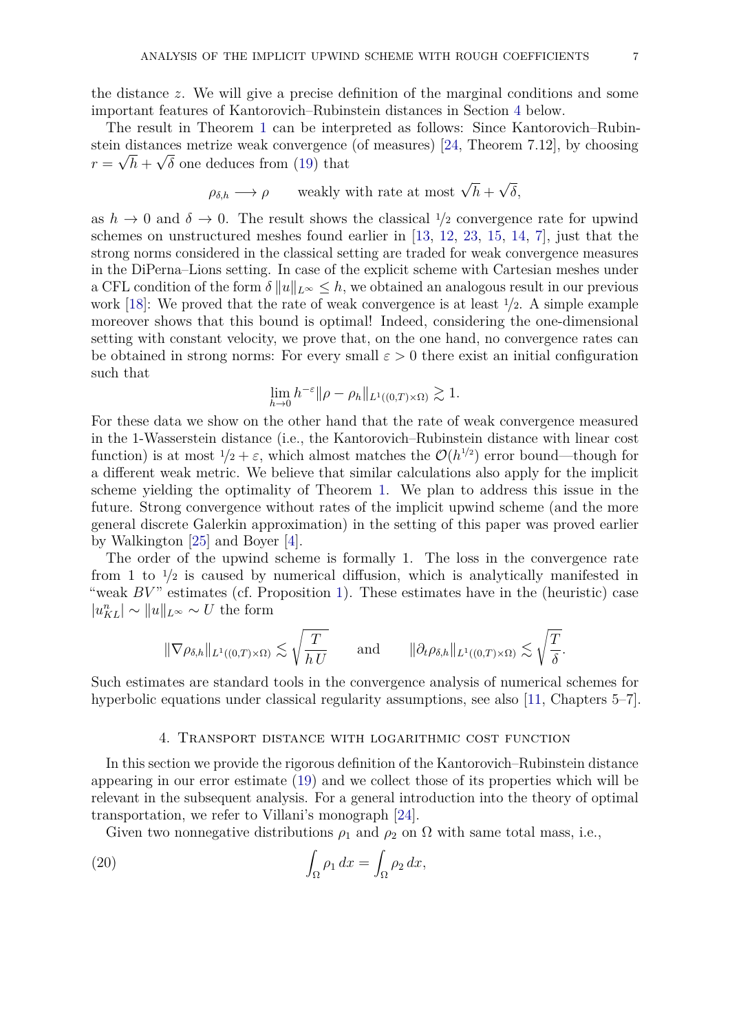the distance $z$. We will give a precise definition of the marginal conditions and some important features of Kantorovich–Rubinstein distances in Section 4 below.

The result in Theorem 1 can be interpreted as follows: Since Kantorovich–Rubinstein distances metrize weak convergence (of measures) [24, Theorem 7.12], by choosing $r = \sqrt{h} + \sqrt{\delta}$ one deduces from (19) that

$$\rho_{\delta,h} \longrightarrow \rho \qquad \text{weakly with rate at most } \sqrt{h} + \sqrt{\delta},$$

as $h \to 0$ and $\delta \to 0$. The result shows the classical $1/2$ convergence rate for upwind schemes on unstructured meshes found earlier in [13, 12, 23, 15, 14, 7], just that the strong norms considered in the classical setting are traded for weak convergence measures in the DiPerna–Lions setting. In case of the explicit scheme with Cartesian meshes under a CFL condition of the form $\delta \|u\|_{L^\infty} \leq h$, we obtained an analogous result in our previous work [18]: We proved that the rate of weak convergence is at least $1/2$. A simple example moreover shows that this bound is optimal! Indeed, considering the one-dimensional setting with constant velocity, we prove that, on the one hand, no convergence rates can be obtained in strong norms: For every small $\varepsilon > 0$ there exist an initial configuration such that

$$\lim_{h\to 0} h^{-\varepsilon} \|\rho - \rho_h\|_{L^1((0,T)\times\Omega)} \gtrsim 1.$$

For these data we show on the other hand that the rate of weak convergence measured in the 1-Wasserstein distance (i.e., the Kantorovich–Rubinstein distance with linear cost function) is at most $1/2 + \varepsilon$, which almost matches the $\mathcal{O}(h^{1/2})$ error bound—though for a different weak metric. We believe that similar calculations also apply for the implicit scheme yielding the optimality of Theorem 1. We plan to address this issue in the future. Strong convergence without rates of the implicit upwind scheme (and the more general discrete Galerkin approximation) in the setting of this paper was proved earlier by Walkington [25] and Boyer [4].

The order of the upwind scheme is formally 1. The loss in the convergence rate from 1 to $1/2$ is caused by numerical diffusion, which is analytically manifested in "weak $BV$" estimates (cf. Proposition 1). These estimates have in the (heuristic) case $|u^n_{KL}| \sim \|u\|_{L^\infty} \sim U$ the form

$$\|\nabla \rho_{\delta,h}\|_{L^1((0,T)\times\Omega)} \lesssim \sqrt{\frac{T}{h\,U}} \qquad \text{and} \qquad \|\partial_t \rho_{\delta,h}\|_{L^1((0,T)\times\Omega)} \lesssim \sqrt{\frac{T}{\delta}}.$$

Such estimates are standard tools in the convergence analysis of numerical schemes for hyperbolic equations under classical regularity assumptions, see also [11, Chapters 5–7].

## 4. Transport distance with logarithmic cost function

In this section we provide the rigorous definition of the Kantorovich–Rubinstein distance appearing in our error estimate (19) and we collect those of its properties which will be relevant in the subsequent analysis. For a general introduction into the theory of optimal transportation, we refer to Villani's monograph [24].

Given two nonnegative distributions $\rho_1$ and $\rho_2$ on $\Omega$ with same total mass, i.e.,

$$\int_\Omega \rho_1\,dx = \int_\Omega \rho_2\,dx, \tag{20}$$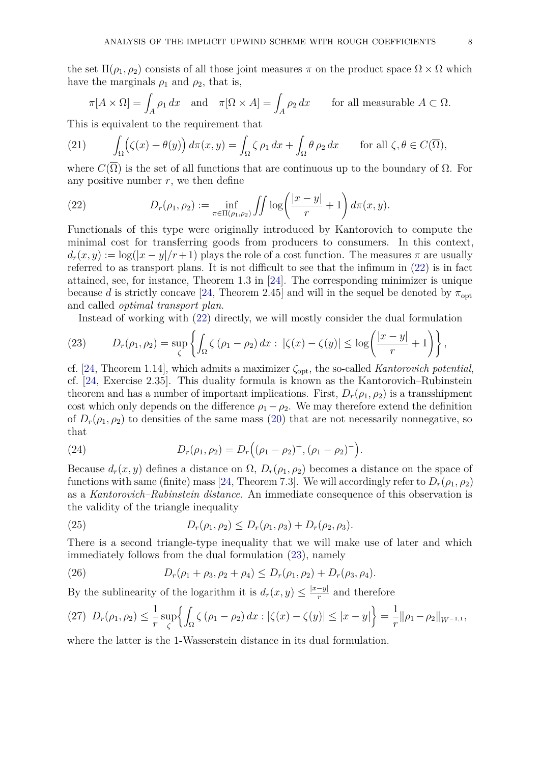the set $\Pi(\rho_1, \rho_2)$ consists of all those joint measures $\pi$ on the product space $\Omega \times \Omega$ which have the marginals $\rho_1$ and $\rho_2$, that is,

$$\pi[A \times \Omega] = \int_A \rho_1 \, dx \quad \text{and} \quad \pi[\Omega \times A] = \int_A \rho_2 \, dx \qquad \text{for all measurable } A \subset \Omega.$$

This is equivalent to the requirement that

$$\int_\Omega \Big(\zeta(x) + \theta(y)\Big) \, d\pi(x,y) = \int_\Omega \zeta \, \rho_1 \, dx + \int_\Omega \theta \, \rho_2 \, dx \qquad \text{for all } \zeta, \theta \in C(\overline{\Omega}), \tag{21}$$

where $C(\overline{\Omega})$ is the set of all functions that are continuous up to the boundary of $\Omega$. For any positive number $r$, we then define

$$D_r(\rho_1, \rho_2) := \inf_{\pi \in \Pi(\rho_1,\rho_2)} \iint \log\left(\frac{|x-y|}{r} + 1\right) d\pi(x,y). \tag{22}$$

Functionals of this type were originally introduced by Kantorovich to compute the minimal cost for transferring goods from producers to consumers. In this context, $d_r(x,y) := \log(|x-y|/r + 1)$ plays the role of a cost function. The measures $\pi$ are usually referred to as transport plans. It is not difficult to see that the infimum in (22) is in fact attained, see, for instance, Theorem 1.3 in [24]. The corresponding minimizer is unique because $d$ is strictly concave [24, Theorem 2.45] and will in the sequel be denoted by $\pi_{\text{opt}}$ and called *optimal transport plan*.

Instead of working with (22) directly, we will mostly consider the dual formulation

$$D_r(\rho_1, \rho_2) = \sup_\zeta \left\{ \int_\Omega \zeta \, (\rho_1 - \rho_2) \, dx : \; |\zeta(x) - \zeta(y)| \le \log\left(\frac{|x-y|}{r} + 1\right) \right\}, \tag{23}$$

cf. [24, Theorem 1.14], which admits a maximizer $\zeta_{\text{opt}}$, the so-called *Kantorovich potential*, cf. [24, Exercise 2.35]. This duality formula is known as the Kantorovich–Rubinstein theorem and has a number of important implications. First, $D_r(\rho_1, \rho_2)$ is a transshipment cost which only depends on the difference $\rho_1 - \rho_2$. We may therefore extend the definition of $D_r(\rho_1, \rho_2)$ to densities of the same mass (20) that are not necessarily nonnegative, so that

$$D_r(\rho_1, \rho_2) = D_r\Big((\rho_1 - \rho_2)^+, (\rho_1 - \rho_2)^-\Big). \tag{24}$$

Because $d_r(x,y)$ defines a distance on $\Omega$, $D_r(\rho_1, \rho_2)$ becomes a distance on the space of functions with same (finite) mass [24, Theorem 7.3]. We will accordingly refer to $D_r(\rho_1, \rho_2)$ as a *Kantorovich–Rubinstein distance*. An immediate consequence of this observation is the validity of the triangle inequality

$$D_r(\rho_1, \rho_2) \le D_r(\rho_1, \rho_3) + D_r(\rho_2, \rho_3). \tag{25}$$

There is a second triangle-type inequality that we will make use of later and which immediately follows from the dual formulation (23), namely

$$D_r(\rho_1 + \rho_3, \rho_2 + \rho_4) \le D_r(\rho_1, \rho_2) + D_r(\rho_3, \rho_4). \tag{26}$$

By the sublinearity of the logarithm it is $d_r(x,y) \le \frac{|x-y|}{r}$ and therefore

$$D_r(\rho_1, \rho_2) \le \frac{1}{r} \sup_\zeta \left\{ \int_\Omega \zeta \, (\rho_1 - \rho_2) \, dx : |\zeta(x) - \zeta(y)| \le |x-y| \right\} = \frac{1}{r} \|\rho_1 - \rho_2\|_{W^{-1,1}}, \tag{27}$$

where the latter is the 1-Wasserstein distance in its dual formulation.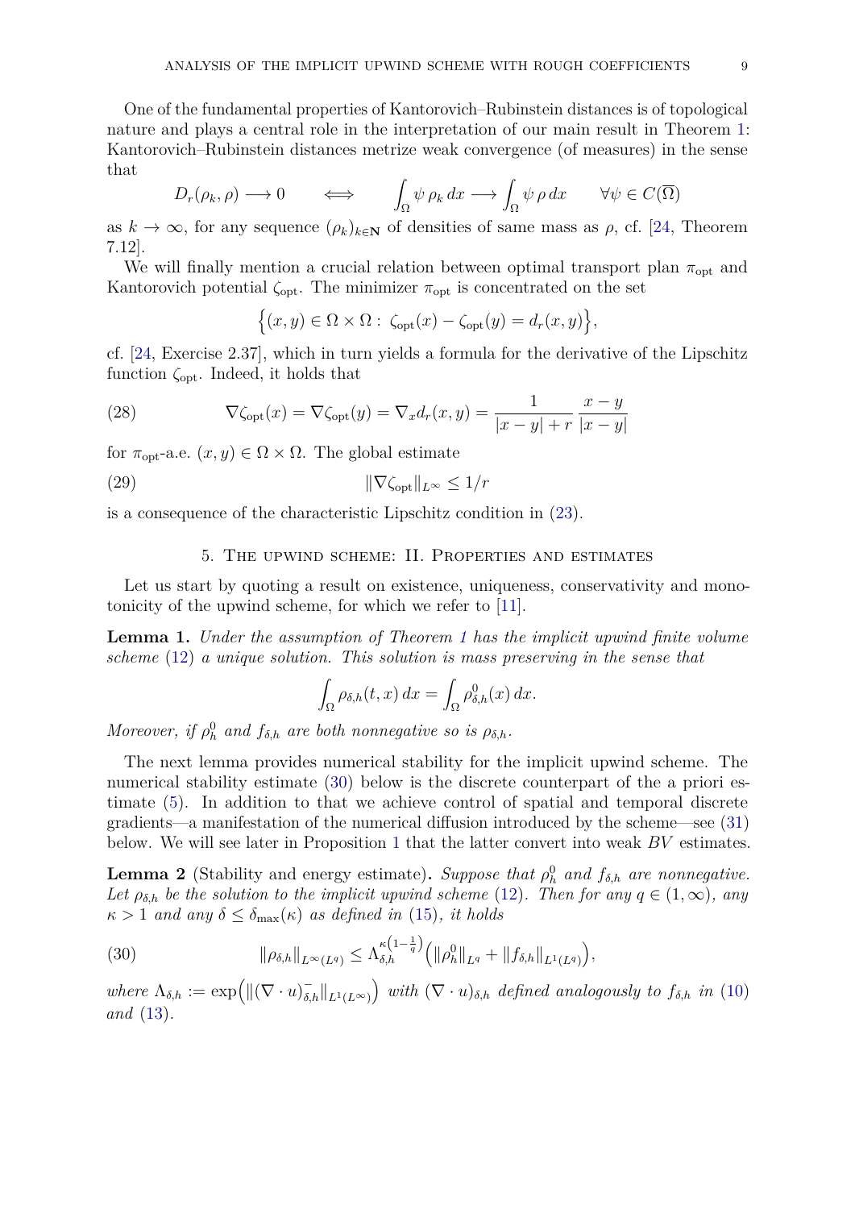One of the fundamental properties of Kantorovich–Rubinstein distances is of topological nature and plays a central role in the interpretation of our main result in Theorem 1: Kantorovich–Rubinstein distances metrize weak convergence (of measures) in the sense that

$$D_r(\rho_k, \rho) \longrightarrow 0 \qquad \Longleftrightarrow \qquad \int_\Omega \psi\, \rho_k \, dx \longrightarrow \int_\Omega \psi\, \rho \, dx \qquad \forall \psi \in C(\overline{\Omega})$$

as $k \to \infty$, for any sequence $(\rho_k)_{k\in\mathbf{N}}$ of densities of same mass as $\rho$, cf. [24, Theorem 7.12].

We will finally mention a crucial relation between optimal transport plan $\pi_{\mathrm{opt}}$ and Kantorovich potential $\zeta_{\mathrm{opt}}$. The minimizer $\pi_{\mathrm{opt}}$ is concentrated on the set

$$\Big\{(x,y) \in \Omega \times \Omega : \; \zeta_{\mathrm{opt}}(x) - \zeta_{\mathrm{opt}}(y) = d_r(x,y)\Big\},$$

cf. [24, Exercise 2.37], which in turn yields a formula for the derivative of the Lipschitz function $\zeta_{\mathrm{opt}}$. Indeed, it holds that

$$\nabla \zeta_{\mathrm{opt}}(x) = \nabla \zeta_{\mathrm{opt}}(y) = \nabla_x d_r(x,y) = \frac{1}{|x-y|+r}\,\frac{x-y}{|x-y|} \tag{28}$$

for $\pi_{\mathrm{opt}}$-a.e. $(x,y) \in \Omega \times \Omega$. The global estimate

$$\|\nabla \zeta_{\mathrm{opt}}\|_{L^\infty} \le 1/r \tag{29}$$

is a consequence of the characteristic Lipschitz condition in (23).

## 5. The upwind scheme: II. Properties and estimates

Let us start by quoting a result on existence, uniqueness, conservativity and monotonicity of the upwind scheme, for which we refer to [11].

**Lemma 1.** *Under the assumption of Theorem 1 has the implicit upwind finite volume scheme (12) a unique solution. This solution is mass preserving in the sense that*

$$\int_\Omega \rho_{\delta,h}(t,x)\, dx = \int_\Omega \rho^0_{\delta,h}(x)\, dx.$$

*Moreover, if $\rho^0_h$ and $f_{\delta,h}$ are both nonnegative so is $\rho_{\delta,h}$.*

The next lemma provides numerical stability for the implicit upwind scheme. The numerical stability estimate (30) below is the discrete counterpart of the a priori estimate (5). In addition to that we achieve control of spatial and temporal discrete gradients—a manifestation of the numerical diffusion introduced by the scheme—see (31) below. We will see later in Proposition 1 that the latter convert into weak $BV$ estimates.

**Lemma 2** (Stability and energy estimate)**.** *Suppose that $\rho^0_h$ and $f_{\delta,h}$ are nonnegative. Let $\rho_{\delta,h}$ be the solution to the implicit upwind scheme (12). Then for any $q \in (1,\infty)$, any $\kappa > 1$ and any $\delta \le \delta_{\max}(\kappa)$ as defined in (15), it holds*

$$\|\rho_{\delta,h}\|_{L^\infty(L^q)} \le \Lambda_{\delta,h}^{\kappa\left(1-\frac{1}{q}\right)}\Big(\|\rho^0_h\|_{L^q} + \|f_{\delta,h}\|_{L^1(L^q)}\Big), \tag{30}$$

*where $\Lambda_{\delta,h} := \exp\Big(\|(\nabla\cdot u)^-_{\delta,h}\|_{L^1(L^\infty)}\Big)$ with $(\nabla \cdot u)_{\delta,h}$ defined analogously to $f_{\delta,h}$ in (10) and (13).*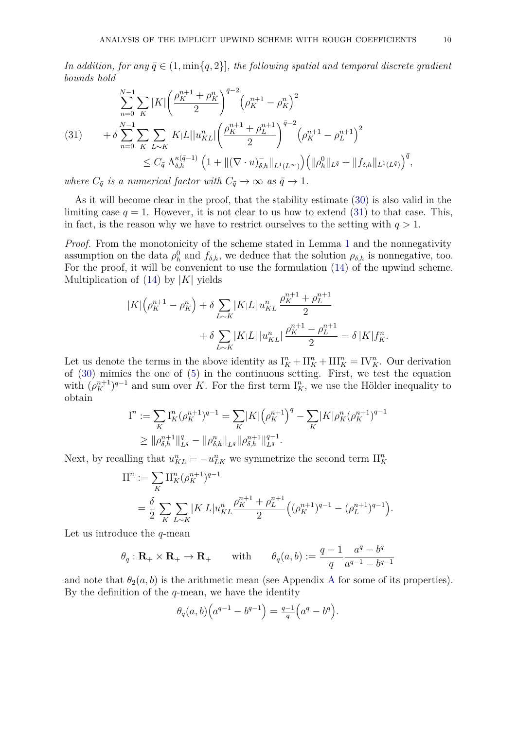*In addition, for any $\bar{q} \in (1, \min\{q, 2\}]$, the following spatial and temporal discrete gradient bounds hold*

$$
\begin{aligned}
&\sum_{n=0}^{N-1} \sum_{K} |K| \bigg( \frac{\rho_K^{n+1} + \rho_K^n}{2} \bigg)^{\bar{q}-2} \Big( \rho_K^{n+1} - \rho_K^n \Big)^2 \\
(31) \qquad &+ \delta \sum_{n=0}^{N-1} \sum_{K} \sum_{L \sim K} |K|L| |u_{KL}^n| \bigg( \frac{\rho_K^{n+1} + \rho_L^{n+1}}{2} \bigg)^{\bar{q}-2} \Big( \rho_K^{n+1} - \rho_L^{n+1} \Big)^2 \\
&\qquad \le C_{\bar{q}} \, \Lambda_{\delta,h}^{\kappa(\bar{q}-1)} \Big( 1 + \|(\nabla \cdot u)_{\delta,h}^-\|_{L^1(L^\infty)} \Big) \Big( \|\rho_h^0\|_{L^{\bar{q}}} + \|f_{\delta,h}\|_{L^1(L^{\bar{q}})} \Big)^{\bar{q}},
\end{aligned}
$$

*where $C_{\bar{q}}$ is a numerical factor with $C_{\bar{q}} \to \infty$ as $\bar{q} \to 1$.*

As it will become clear in the proof, that the stability estimate (30) is also valid in the limiting case $q = 1$. However, it is not clear to us how to extend (31) to that case. This, in fact, is the reason why we have to restrict ourselves to the setting with $q > 1$.

*Proof.* From the monotonicity of the scheme stated in Lemma 1 and the nonnegativity assumption on the data $\rho_h^0$ and $f_{\delta,h}$, we deduce that the solution $\rho_{\delta,h}$ is nonnegative, too. For the proof, it will be convenient to use the formulation (14) of the upwind scheme. Multiplication of (14) by $|K|$ yields

$$
\begin{aligned}
|K| \Big( \rho_K^{n+1} - \rho_K^n \Big) &+ \delta \sum_{L \sim K} |K|L| \, u_{KL}^n \, \frac{\rho_K^{n+1} + \rho_L^{n+1}}{2} \\
&+ \delta \sum_{L \sim K} |K|L| \, |u_{KL}^n| \, \frac{\rho_K^{n+1} - \rho_L^{n+1}}{2} = \delta \, |K| f_K^n.
\end{aligned}
$$

Let us denote the terms in the above identity as $\mathrm{I}_K^n + \mathrm{II}_K^n + \mathrm{III}_K^n = \mathrm{IV}_K^n$. Our derivation of (30) mimics the one of (5) in the continuous setting. First, we test the equation with $(\rho_K^{n+1})^{q-1}$ and sum over $K$. For the first term $\mathrm{I}_K^n$, we use the Hölder inequality to obtain

$$
\begin{aligned}
\mathrm{I}^n &:= \sum_K \mathrm{I}_K^n (\rho_K^{n+1})^{q-1} = \sum_K |K| \Big( \rho_K^{n+1} \Big)^q - \sum_K |K| \rho_K^n (\rho_K^{n+1})^{q-1} \\
&\ge \|\rho_{\delta,h}^{n+1}\|_{L^q}^q - \|\rho_{\delta,h}^n\|_{L^q} \|\rho_{\delta,h}^{n+1}\|_{L^q}^{q-1}.
\end{aligned}
$$

Next, by recalling that $u_{KL}^n = -u_{LK}^n$ we symmetrize the second term $\mathrm{II}_K^n$

$$
\begin{aligned}
\mathrm{II}^n &:= \sum_K \mathrm{II}_K^n (\rho_K^{n+1})^{q-1} \\
&= \frac{\delta}{2} \sum_K \sum_{L \sim K} |K|L| u_{KL}^n \frac{\rho_K^{n+1} + \rho_L^{n+1}}{2} \Big( (\rho_K^{n+1})^{q-1} - (\rho_L^{n+1})^{q-1} \Big).
\end{aligned}
$$

Let us introduce the $q$-mean

$$
\theta_q : \mathbf{R}_+ \times \mathbf{R}_+ \to \mathbf{R}_+ \qquad \text{with} \qquad \theta_q(a,b) := \frac{q-1}{q} \frac{a^q - b^q}{a^{q-1} - b^{q-1}}
$$

and note that $\theta_2(a,b)$ is the arithmetic mean (see Appendix A for some of its properties). By the definition of the $q$-mean, we have the identity

$$
\theta_q(a,b) \Big( a^{q-1} - b^{q-1} \Big) = \tfrac{q-1}{q} \Big( a^q - b^q \Big).
$$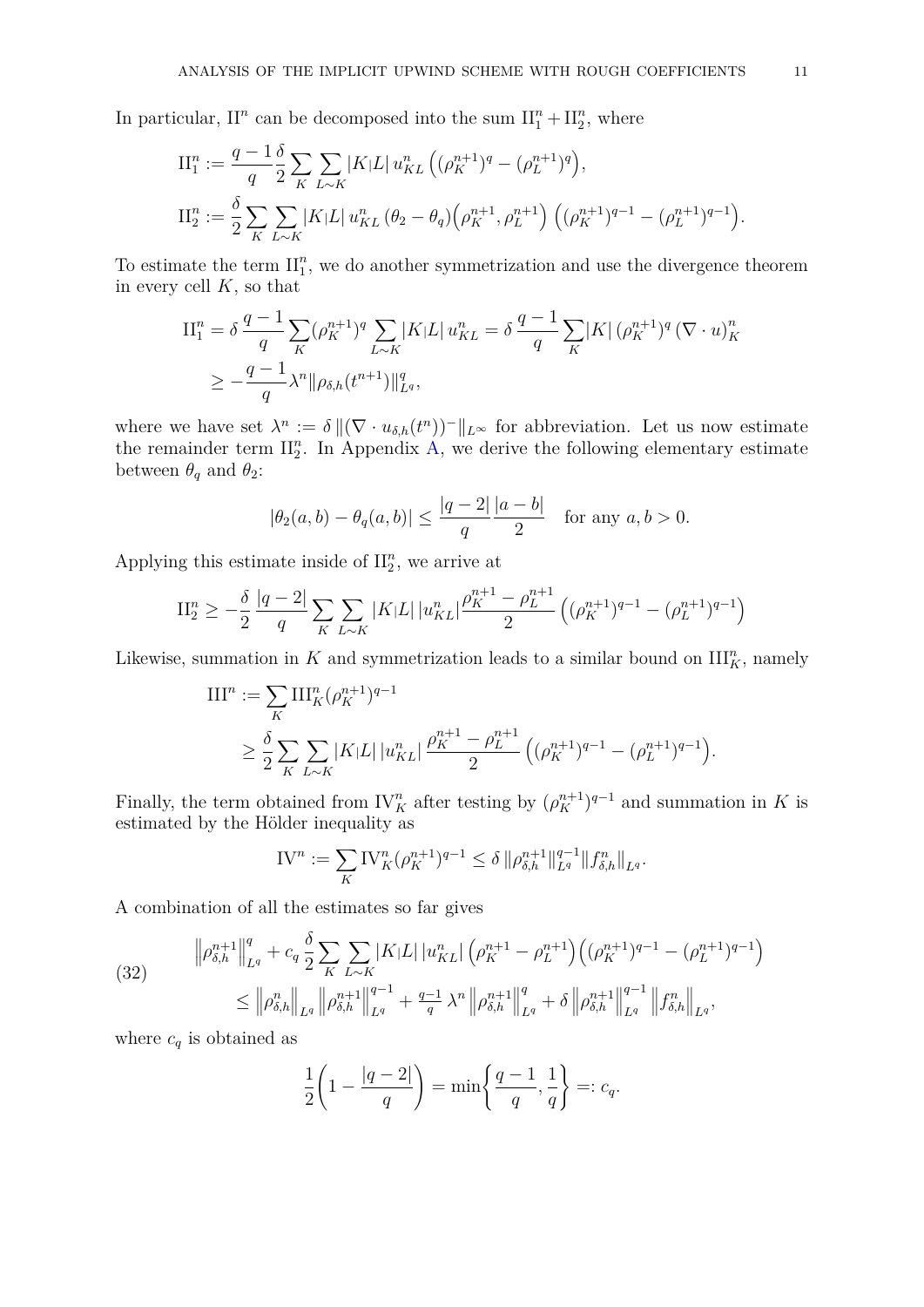In particular, $\mathrm{II}^n$ can be decomposed into the sum $\mathrm{II}^n_1 + \mathrm{II}^n_2$, where

$$
\begin{aligned}
\mathrm{II}^n_1 &:= \frac{q-1}{q}\frac{\delta}{2}\sum_K \sum_{L\sim K} |K|L|\, u^n_{KL}\left((\rho^{n+1}_K)^q - (\rho^{n+1}_L)^q\right),\\
\mathrm{II}^n_2 &:= \frac{\delta}{2}\sum_K \sum_{L\sim K} |K|L|\, u^n_{KL}\,(\theta_2-\theta_q)\Big(\rho^{n+1}_K,\rho^{n+1}_L\Big)\left((\rho^{n+1}_K)^{q-1} - (\rho^{n+1}_L)^{q-1}\right).
\end{aligned}
$$

To estimate the term $\mathrm{II}^n_1$, we do another symmetrization and use the divergence theorem in every cell $K$, so that

$$
\begin{aligned}
\mathrm{II}^n_1 &= \delta\,\frac{q-1}{q}\sum_K (\rho^{n+1}_K)^q \sum_{L\sim K} |K|L|\, u^n_{KL} = \delta\,\frac{q-1}{q}\sum_K |K|\,(\rho^{n+1}_K)^q\,(\nabla\cdot u)^n_K\\
&\geq -\frac{q-1}{q}\lambda^n \|\rho_{\delta,h}(t^{n+1})\|^q_{L^q},
\end{aligned}
$$

where we have set $\lambda^n := \delta\,\|(\nabla\cdot u_{\delta,h}(t^n))^-\|_{L^\infty}$ for abbreviation. Let us now estimate the remainder term $\mathrm{II}^n_2$. In Appendix A, we derive the following elementary estimate between $\theta_q$ and $\theta_2$:

$$
|\theta_2(a,b) - \theta_q(a,b)| \leq \frac{|q-2|}{q}\frac{|a-b|}{2} \quad \text{for any } a,b>0.
$$

Applying this estimate inside of $\mathrm{II}^n_2$, we arrive at

$$
\mathrm{II}^n_2 \geq -\frac{\delta}{2}\frac{|q-2|}{q}\sum_K \sum_{L\sim K} |K|L|\,|u^n_{KL}|\frac{\rho^{n+1}_K - \rho^{n+1}_L}{2}\left((\rho^{n+1}_K)^{q-1} - (\rho^{n+1}_L)^{q-1}\right)
$$

Likewise, summation in $K$ and symmetrization leads to a similar bound on $\mathrm{III}^n_K$, namely

$$
\begin{aligned}
\mathrm{III}^n &:= \sum_K \mathrm{III}^n_K (\rho^{n+1}_K)^{q-1}\\
&\geq \frac{\delta}{2}\sum_K \sum_{L\sim K} |K|L|\,|u^n_{KL}|\,\frac{\rho^{n+1}_K - \rho^{n+1}_L}{2}\left((\rho^{n+1}_K)^{q-1} - (\rho^{n+1}_L)^{q-1}\right).
\end{aligned}
$$

Finally, the term obtained from $\mathrm{IV}^n_K$ after testing by $(\rho^{n+1}_K)^{q-1}$ and summation in $K$ is estimated by the Hölder inequality as

$$
\mathrm{IV}^n := \sum_K \mathrm{IV}^n_K (\rho^{n+1}_K)^{q-1} \leq \delta\,\|\rho^{n+1}_{\delta,h}\|^{q-1}_{L^q}\|f^n_{\delta,h}\|_{L^q}.
$$

A combination of all the estimates so far gives

$$
\begin{aligned}
&\left\|\rho^{n+1}_{\delta,h}\right\|^q_{L^q} + c_q\,\frac{\delta}{2}\sum_K \sum_{L\sim K} |K|L|\,|u^n_{KL}|\left(\rho^{n+1}_K - \rho^{n+1}_L\right)\left((\rho^{n+1}_K)^{q-1} - (\rho^{n+1}_L)^{q-1}\right)\\
&\qquad \leq \left\|\rho^n_{\delta,h}\right\|_{L^q}\left\|\rho^{n+1}_{\delta,h}\right\|^{q-1}_{L^q} + \tfrac{q-1}{q}\,\lambda^n\left\|\rho^{n+1}_{\delta,h}\right\|^q_{L^q} + \delta\left\|\rho^{n+1}_{\delta,h}\right\|^{q-1}_{L^q}\left\|f^n_{\delta,h}\right\|_{L^q},
\end{aligned} \tag{32}
$$

where $c_q$ is obtained as

$$
\frac{1}{2}\left(1 - \frac{|q-2|}{q}\right) = \min\left\{\frac{q-1}{q},\frac{1}{q}\right\} =: c_q.
$$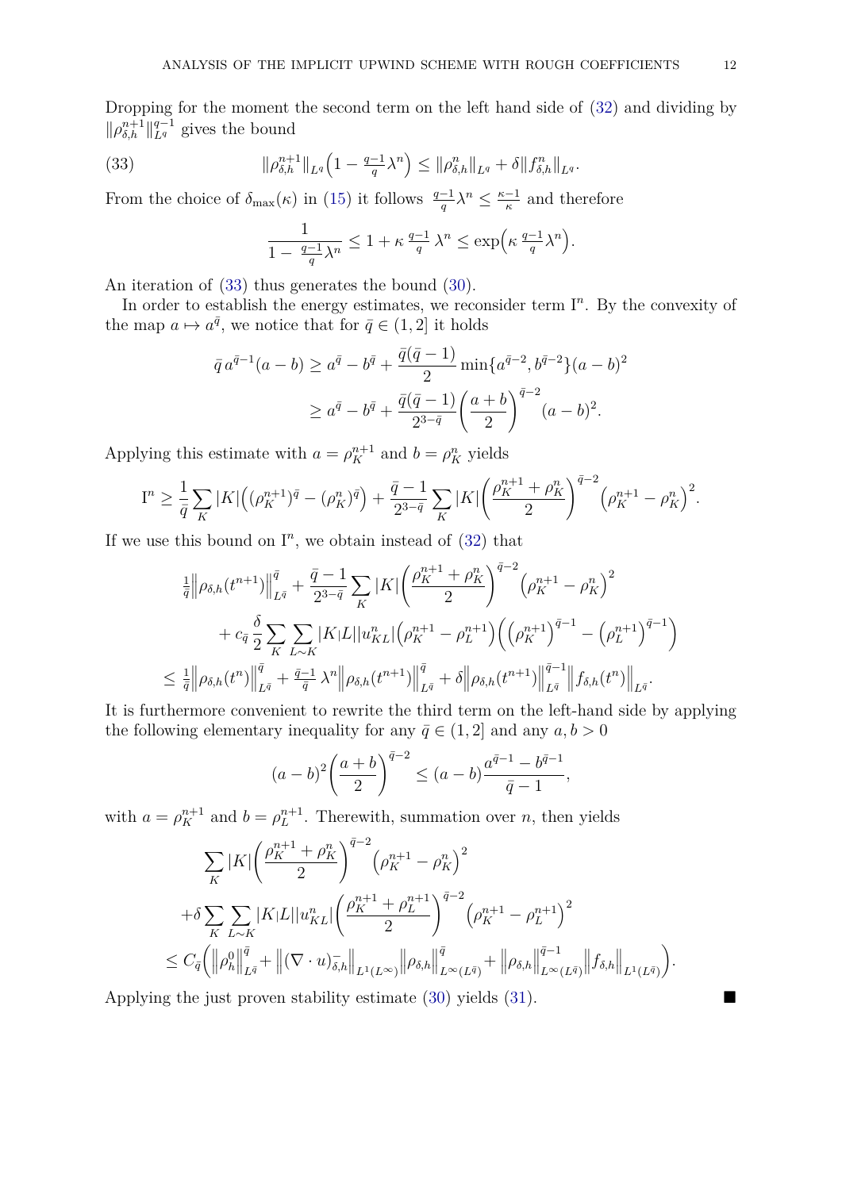Dropping for the moment the second term on the left hand side of (32) and dividing by $\|\rho_{\delta,h}^{n+1}\|_{L^q}^{q-1}$ gives the bound

$$\|\rho_{\delta,h}^{n+1}\|_{L^q}\Big(1 - \tfrac{q-1}{q}\lambda^n\Big) \leq \|\rho_{\delta,h}^{n}\|_{L^q} + \delta\|f_{\delta,h}^n\|_{L^q}. \tag{33}$$

From the choice of $\delta_{\max}(\kappa)$ in (15) it follows $\frac{q-1}{q}\lambda^n \leq \frac{\kappa-1}{\kappa}$ and therefore

$$\frac{1}{1-\frac{q-1}{q}\lambda^n} \leq 1 + \kappa\,\tfrac{q-1}{q}\,\lambda^n \leq \exp\Big(\kappa\,\tfrac{q-1}{q}\lambda^n\Big).$$

An iteration of (33) thus generates the bound (30).

In order to establish the energy estimates, we reconsider term $\mathrm{I}^n$. By the convexity of the map $a \mapsto a^{\bar q}$, we notice that for $\bar q \in (1,2]$ it holds

$$\begin{aligned}
\bar q\, a^{\bar q -1}(a-b) &\geq a^{\bar q} - b^{\bar q} + \frac{\bar q(\bar q-1)}{2}\min\{a^{\bar q-2}, b^{\bar q-2}\}(a-b)^2 \\
&\geq a^{\bar q} - b^{\bar q} + \frac{\bar q(\bar q-1)}{2^{3-\bar q}}\bigg(\frac{a+b}{2}\bigg)^{\bar q-2}(a-b)^2.
\end{aligned}$$

Applying this estimate with $a=\rho_K^{n+1}$ and $b=\rho_K^n$ yields

$$\mathrm{I}^n \geq \frac{1}{\bar q}\sum_K |K|\Big((\rho_K^{n+1})^{\bar q} - (\rho_K^n)^{\bar q}\Big) + \frac{\bar q-1}{2^{3-\bar q}}\sum_K |K|\bigg(\frac{\rho_K^{n+1}+\rho_K^n}{2}\bigg)^{\bar q-2}\Big(\rho_K^{n+1}-\rho_K^n\Big)^2.$$

If we use this bound on $\mathrm{I}^n$, we obtain instead of (32) that

$$\begin{aligned}
&\tfrac{1}{\bar q}\Big\|\rho_{\delta,h}(t^{n+1})\Big\|_{L^{\bar q}}^{\bar q} + \frac{\bar q-1}{2^{3-\bar q}}\sum_K |K|\bigg(\frac{\rho_K^{n+1}+\rho_K^n}{2}\bigg)^{\bar q-2}\Big(\rho_K^{n+1}-\rho_K^n\Big)^2 \\
&\qquad + c_{\bar q}\,\frac{\delta}{2}\sum_K\sum_{L\sim K}|K|L||u_{KL}^n|\Big(\rho_K^{n+1}-\rho_L^{n+1}\Big)\Big(\Big(\rho_K^{n+1}\Big)^{\bar q-1} - \Big(\rho_L^{n+1}\Big)^{\bar q-1}\Big) \\
&\leq \tfrac{1}{\bar q}\Big\|\rho_{\delta,h}(t^n)\Big\|_{L^{\bar q}}^{\bar q} + \tfrac{\bar q-1}{\bar q}\,\lambda^n\Big\|\rho_{\delta,h}(t^{n+1})\Big\|_{L^{\bar q}}^{\bar q} + \delta\Big\|\rho_{\delta,h}(t^{n+1})\Big\|_{L^{\bar q}}^{\bar q-1}\Big\|f_{\delta,h}(t^n)\Big\|_{L^{\bar q}}.
\end{aligned}$$

It is furthermore convenient to rewrite the third term on the left-hand side by applying the following elementary inequality for any $\bar q \in (1,2]$ and any $a,b>0$

$$(a-b)^2\bigg(\frac{a+b}{2}\bigg)^{\bar q-2} \leq (a-b)\frac{a^{\bar q-1}-b^{\bar q-1}}{\bar q-1},$$

with $a=\rho_K^{n+1}$ and $b=\rho_L^{n+1}$. Therewith, summation over $n$, then yields

$$\begin{aligned}
&\sum_K |K|\bigg(\frac{\rho_K^{n+1}+\rho_K^n}{2}\bigg)^{\bar q-2}\Big(\rho_K^{n+1}-\rho_K^n\Big)^2 \\
&+\delta\sum_K\sum_{L\sim K}|K|L||u_{KL}^n|\bigg(\frac{\rho_K^{n+1}+\rho_L^{n+1}}{2}\bigg)^{\bar q-2}\Big(\rho_K^{n+1}-\rho_L^{n+1}\Big)^2 \\
&\leq C_{\bar q}\Big(\Big\|\rho_h^0\Big\|_{L^{\bar q}}^{\bar q} + \Big\|(\nabla\cdot u)_{\delta,h}^-\Big\|_{L^1(L^\infty)}\Big\|\rho_{\delta,h}\Big\|_{L^\infty(L^{\bar q})}^{\bar q} + \Big\|\rho_{\delta,h}\Big\|_{L^\infty(L^{\bar q})}^{\bar q-1}\Big\|f_{\delta,h}\Big\|_{L^1(L^{\bar q})}\Big).
\end{aligned}$$

Applying the just proven stability estimate (30) yields (31). ∎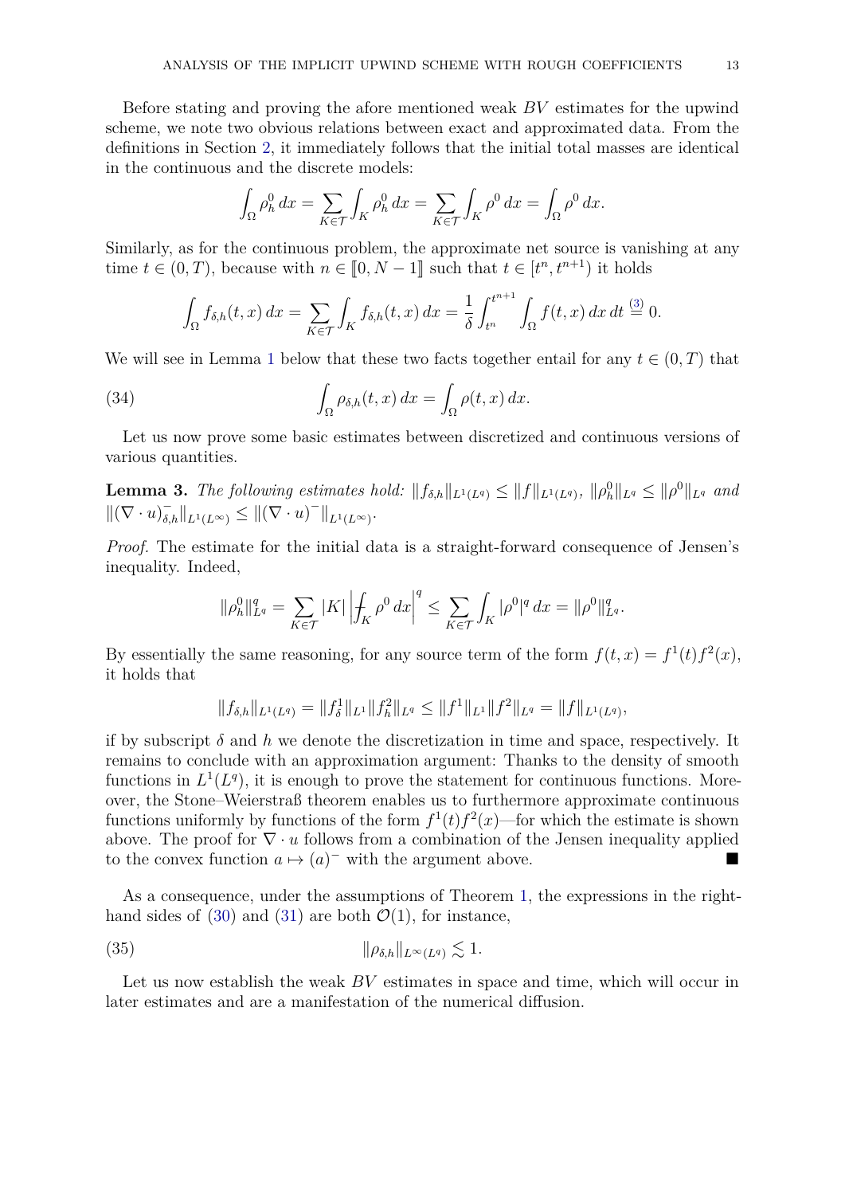Before stating and proving the afore mentioned weak $BV$ estimates for the upwind scheme, we note two obvious relations between exact and approximated data. From the definitions in Section 2, it immediately follows that the initial total masses are identical in the continuous and the discrete models:

$$\int_\Omega \rho_h^0 \, dx = \sum_{K\in\mathcal{T}} \int_K \rho_h^0 \, dx = \sum_{K\in\mathcal{T}} \int_K \rho^0 \, dx = \int_\Omega \rho^0 \, dx.$$

Similarly, as for the continuous problem, the approximate net source is vanishing at any time $t \in (0,T)$, because with $n \in [\![0, N-1]\!]$ such that $t \in [t^n, t^{n+1})$ it holds

$$\int_\Omega f_{\delta,h}(t,x) \, dx = \sum_{K\in\mathcal{T}} \int_K f_{\delta,h}(t,x)\, dx = \frac{1}{\delta}\int_{t^n}^{t^{n+1}} \int_\Omega f(t,x)\, dx\, dt \overset{(3)}{=} 0.$$

We will see in Lemma 1 below that these two facts together entail for any $t \in (0,T)$ that

$$\int_\Omega \rho_{\delta,h}(t,x)\, dx = \int_\Omega \rho(t,x)\, dx. \tag{34}$$

Let us now prove some basic estimates between discretized and continuous versions of various quantities.

**Lemma 3.** *The following estimates hold:* $\|f_{\delta,h}\|_{L^1(L^q)} \le \|f\|_{L^1(L^q)}$, $\|\rho_h^0\|_{L^q} \le \|\rho^0\|_{L^q}$ *and* $\|(\nabla\cdot u)^-_{\delta,h}\|_{L^1(L^\infty)} \le \|(\nabla \cdot u)^-\|_{L^1(L^\infty)}$.

*Proof.* The estimate for the initial data is a straight-forward consequence of Jensen's inequality. Indeed,

$$\|\rho_h^0\|_{L^q}^q = \sum_{K\in\mathcal{T}} |K| \left| \fint_K \rho^0 \, dx\right|^q \le \sum_{K\in\mathcal{T}} \int_K |\rho^0|^q \, dx = \|\rho^0\|_{L^q}^q.$$

By essentially the same reasoning, for any source term of the form $f(t,x) = f^1(t)f^2(x)$, it holds that

$$\|f_{\delta,h}\|_{L^1(L^q)} = \|f_\delta^1\|_{L^1}\|f_h^2\|_{L^q} \le \|f^1\|_{L^1}\|f^2\|_{L^q} = \|f\|_{L^1(L^q)},$$

if by subscript $\delta$ and $h$ we denote the discretization in time and space, respectively. It remains to conclude with an approximation argument: Thanks to the density of smooth functions in $L^1(L^q)$, it is enough to prove the statement for continuous functions. Moreover, the Stone–Weierstraß theorem enables us to furthermore approximate continuous functions uniformly by functions of the form $f^1(t)f^2(x)$—for which the estimate is shown above. The proof for $\nabla \cdot u$ follows from a combination of the Jensen inequality applied to the convex function $a \mapsto (a)^-$ with the argument above. ∎

As a consequence, under the assumptions of Theorem 1, the expressions in the right-hand sides of (30) and (31) are both $\mathcal{O}(1)$, for instance,

$$\|\rho_{\delta,h}\|_{L^\infty(L^q)} \lesssim 1. \tag{35}$$

Let us now establish the weak $BV$ estimates in space and time, which will occur in later estimates and are a manifestation of the numerical diffusion.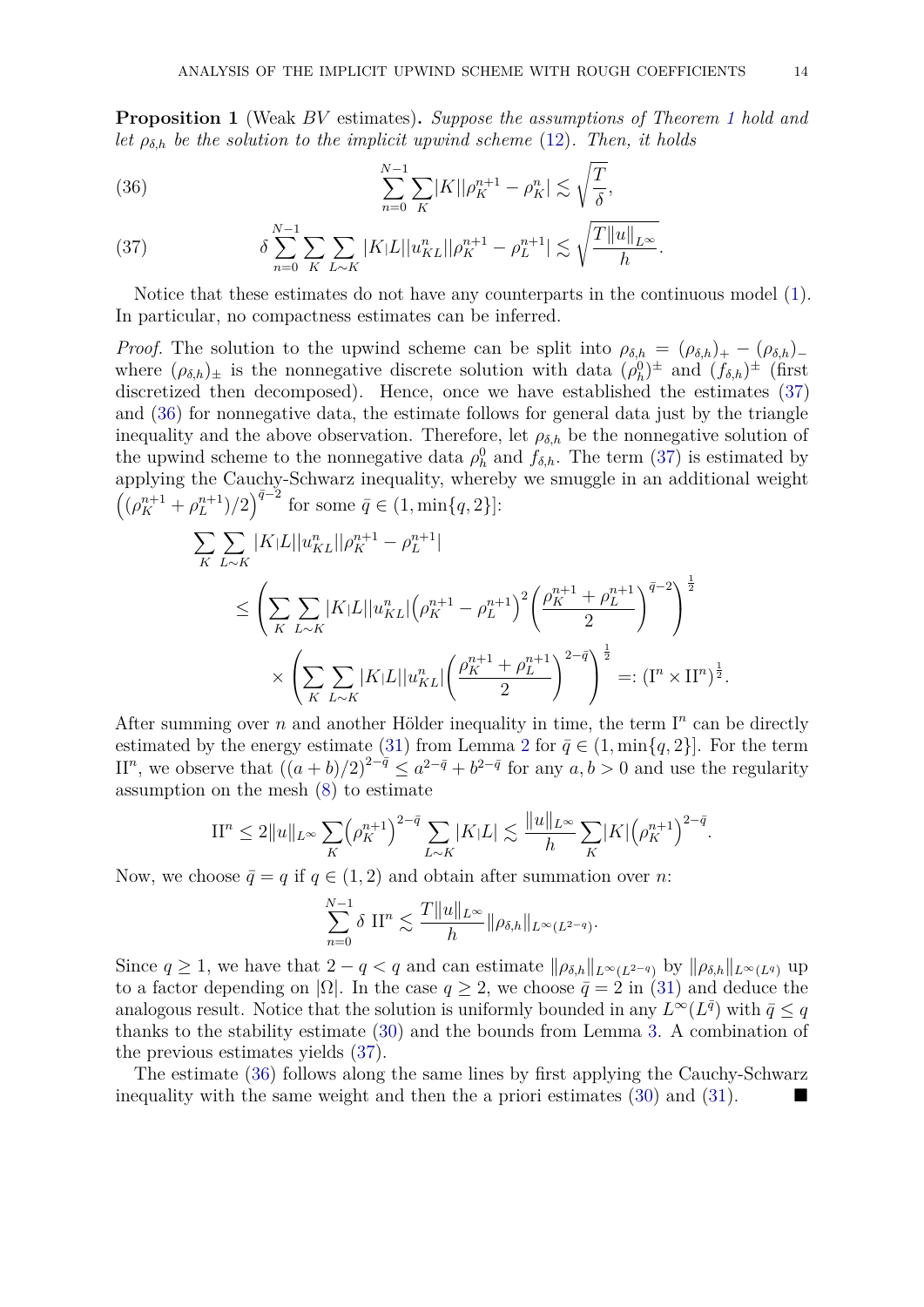**Proposition 1** (Weak *BV* estimates)**.** *Suppose the assumptions of Theorem 1 hold and let $\rho_{\delta,h}$ be the solution to the implicit upwind scheme* (12)*. Then, it holds*

$$\sum_{n=0}^{N-1} \sum_{K} |K||\rho_K^{n+1} - \rho_K^n| \lesssim \sqrt{\frac{T}{\delta}}, \tag{36}$$

$$\delta \sum_{n=0}^{N-1} \sum_{K} \sum_{L\sim K} |K|L||u_{KL}^n||\rho_K^{n+1} - \rho_L^{n+1}| \lesssim \sqrt{\frac{T\|u\|_{L^\infty}}{h}}. \tag{37}$$

Notice that these estimates do not have any counterparts in the continuous model (1). In particular, no compactness estimates can be inferred.

*Proof.* The solution to the upwind scheme can be split into $\rho_{\delta,h} = (\rho_{\delta,h})_+ - (\rho_{\delta,h})_-$ where $(\rho_{\delta,h})_\pm$ is the nonnegative discrete solution with data $(\rho_h^0)^\pm$ and $(f_{\delta,h})^\pm$ (first discretized then decomposed). Hence, once we have established the estimates (37) and (36) for nonnegative data, the estimate follows for general data just by the triangle inequality and the above observation. Therefore, let $\rho_{\delta,h}$ be the nonnegative solution of the upwind scheme to the nonnegative data $\rho_h^0$ and $f_{\delta,h}$. The term (37) is estimated by applying the Cauchy-Schwarz inequality, whereby we smuggle in an additional weight $\left((\rho_K^{n+1} + \rho_L^{n+1})/2\right)^{\bar{q}-2}$ for some $\bar{q} \in (1, \min\{q, 2\}]$:

$$\begin{aligned}
&\sum_{K} \sum_{L\sim K} |K|L||u_{KL}^n||\rho_K^{n+1} - \rho_L^{n+1}| \\
&\quad \leq \left( \sum_{K} \sum_{L\sim K} |K|L||u_{KL}^n| \left(\rho_K^{n+1} - \rho_L^{n+1}\right)^2 \left( \frac{\rho_K^{n+1} + \rho_L^{n+1}}{2} \right)^{\bar{q}-2} \right)^{\frac{1}{2}} \\
&\quad\quad \times \left( \sum_{K} \sum_{L\sim K} |K|L||u_{KL}^n| \left( \frac{\rho_K^{n+1} + \rho_L^{n+1}}{2} \right)^{2-\bar{q}} \right)^{\frac{1}{2}} =: (\mathrm{I}^n \times \mathrm{II}^n)^{\frac{1}{2}}.
\end{aligned}$$

After summing over $n$ and another Hölder inequality in time, the term $\mathrm{I}^n$ can be directly estimated by the energy estimate (31) from Lemma 2 for $\bar{q} \in (1, \min\{q, 2\}]$. For the term $\mathrm{II}^n$, we observe that $((a+b)/2)^{2-\bar{q}} \leq a^{2-\bar{q}} + b^{2-\bar{q}}$ for any $a, b > 0$ and use the regularity assumption on the mesh (8) to estimate

$$\mathrm{II}^n \leq 2\|u\|_{L^\infty} \sum_{K} \left(\rho_K^{n+1}\right)^{2-\bar{q}} \sum_{L\sim K} |K|L| \lesssim \frac{\|u\|_{L^\infty}}{h} \sum_{K} |K| \left(\rho_K^{n+1}\right)^{2-\bar{q}}.$$

Now, we choose $\bar{q} = q$ if $q \in (1, 2)$ and obtain after summation over $n$:

$$\sum_{n=0}^{N-1} \delta\ \mathrm{II}^n \lesssim \frac{T\|u\|_{L^\infty}}{h} \|\rho_{\delta,h}\|_{L^\infty(L^{2-q})}.$$

Since $q \geq 1$, we have that $2 - q < q$ and can estimate $\|\rho_{\delta,h}\|_{L^\infty(L^{2-q})}$ by $\|\rho_{\delta,h}\|_{L^\infty(L^q)}$ up to a factor depending on $|\Omega|$. In the case $q \geq 2$, we choose $\bar{q} = 2$ in (31) and deduce the analogous result. Notice that the solution is uniformly bounded in any $L^\infty(L^{\bar{q}})$ with $\bar{q} \leq q$ thanks to the stability estimate (30) and the bounds from Lemma 3. A combination of the previous estimates yields (37).

The estimate (36) follows along the same lines by first applying the Cauchy-Schwarz inequality with the same weight and then the a priori estimates (30) and (31). ∎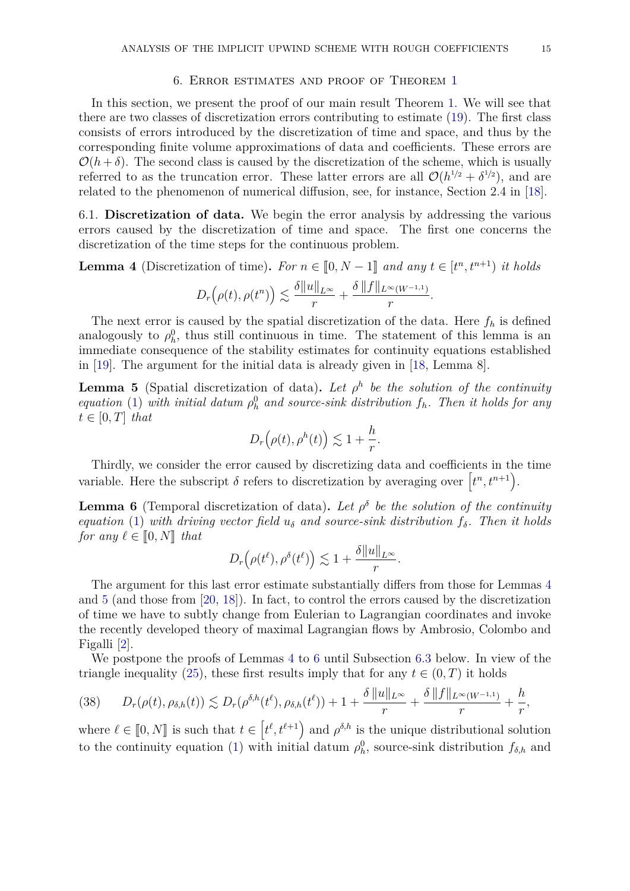## 6. Error estimates and proof of Theorem 1

In this section, we present the proof of our main result Theorem 1. We will see that there are two classes of discretization errors contributing to estimate (19). The first class consists of errors introduced by the discretization of time and space, and thus by the corresponding finite volume approximations of data and coefficients. These errors are $\mathcal{O}(h+\delta)$. The second class is caused by the discretization of the scheme, which is usually referred to as the truncation error. These latter errors are all $\mathcal{O}(h^{1/2}+\delta^{1/2})$, and are related to the phenomenon of numerical diffusion, see, for instance, Section 2.4 in [18].

6.1. **Discretization of data.** We begin the error analysis by addressing the various errors caused by the discretization of time and space. The first one concerns the discretization of the time steps for the continuous problem.

**Lemma 4** (Discretization of time)**.** *For $n \in [\![0, N-1]\!]$ and any $t \in [t^n, t^{n+1})$ it holds*

$$D_r\Big(\rho(t), \rho(t^n)\Big) \lesssim \frac{\delta \|u\|_{L^\infty}}{r} + \frac{\delta \, \|f\|_{L^\infty(W^{-1,1})}}{r}.$$

The next error is caused by the spatial discretization of the data. Here $f_h$ is defined analogously to $\rho_h^0$, thus still continuous in time. The statement of this lemma is an immediate consequence of the stability estimates for continuity equations established in [19]. The argument for the initial data is already given in [18, Lemma 8].

**Lemma 5** (Spatial discretization of data)**.** *Let $\rho^h$ be the solution of the continuity equation (1) with initial datum $\rho_h^0$ and source-sink distribution $f_h$. Then it holds for any $t \in [0,T]$ that*

$$D_r\Big(\rho(t), \rho^h(t)\Big) \lesssim 1 + \frac{h}{r}.$$

Thirdly, we consider the error caused by discretizing data and coefficients in the time variable. Here the subscript $\delta$ refers to discretization by averaging over $\Big[t^n, t^{n+1}\Big)$.

**Lemma 6** (Temporal discretization of data)**.** *Let $\rho^\delta$ be the solution of the continuity equation (1) with driving vector field $u_\delta$ and source-sink distribution $f_\delta$. Then it holds for any $\ell \in [\![0, N]\!]$ that*

$$D_r\Big(\rho(t^\ell), \rho^\delta(t^\ell)\Big) \lesssim 1 + \frac{\delta \|u\|_{L^\infty}}{r}.$$

The argument for this last error estimate substantially differs from those for Lemmas 4 and 5 (and those from [20, 18]). In fact, to control the errors caused by the discretization of time we have to subtly change from Eulerian to Lagrangian coordinates and invoke the recently developed theory of maximal Lagrangian flows by Ambrosio, Colombo and Figalli [2].

We postpone the proofs of Lemmas 4 to 6 until Subsection 6.3 below. In view of the triangle inequality (25), these first results imply that for any $t \in (0,T)$ it holds

$$D_r(\rho(t), \rho_{\delta,h}(t)) \lesssim D_r(\rho^{\delta,h}(t^\ell), \rho_{\delta,h}(t^\ell)) + 1 + \frac{\delta \, \|u\|_{L^\infty}}{r} + \frac{\delta \, \|f\|_{L^\infty(W^{-1,1})}}{r} + \frac{h}{r}, \tag{38}$$

where $\ell \in [\![0, N]\!]$ is such that $t \in \Big[t^\ell, t^{\ell+1}\Big)$ and $\rho^{\delta,h}$ is the unique distributional solution to the continuity equation (1) with initial datum $\rho_h^0$, source-sink distribution $f_{\delta,h}$ and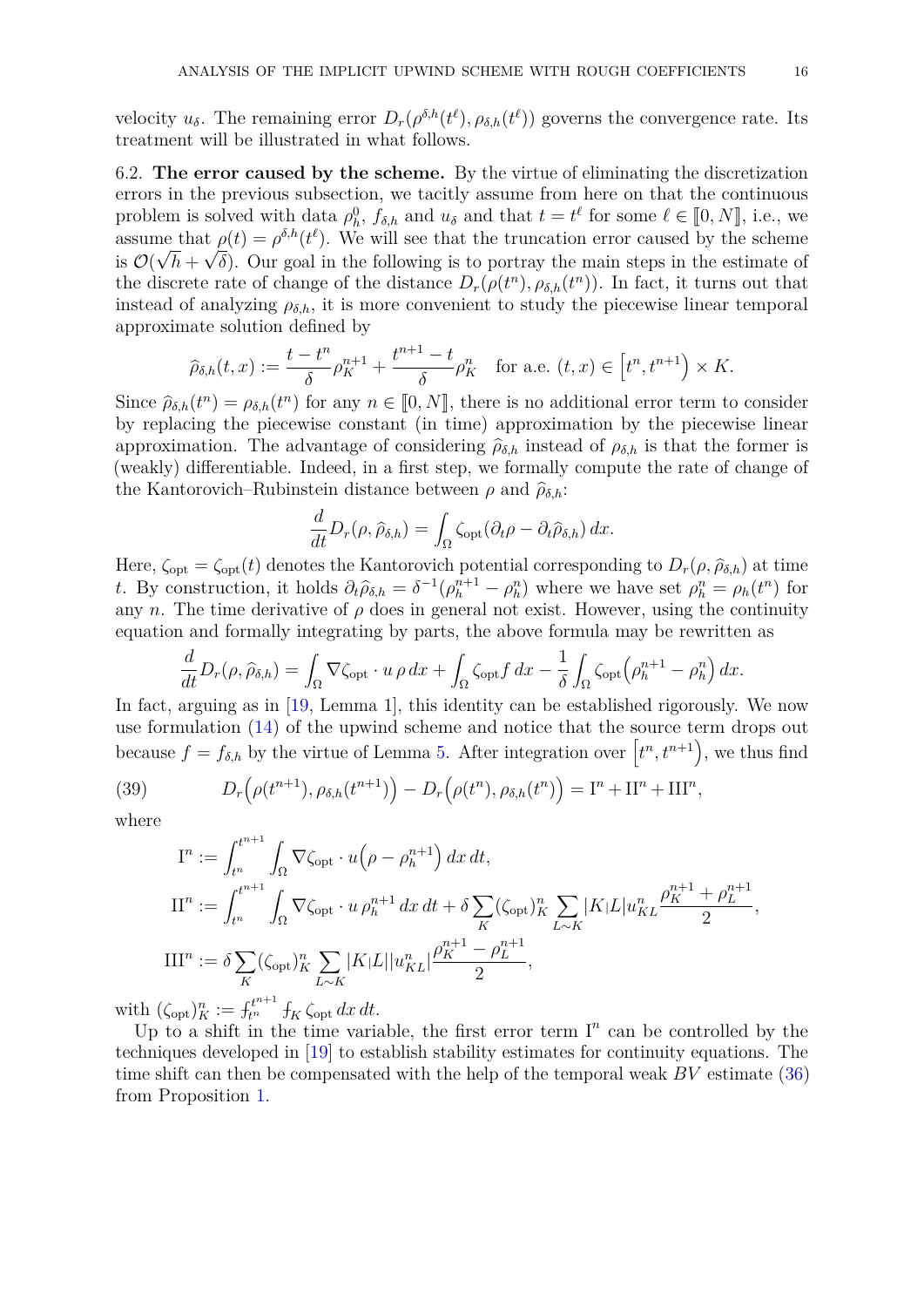velocity $u_\delta$. The remaining error $D_r(\rho^{\delta,h}(t^\ell), \rho_{\delta,h}(t^\ell))$ governs the convergence rate. Its treatment will be illustrated in what follows.

6.2. **The error caused by the scheme.** By the virtue of eliminating the discretization errors in the previous subsection, we tacitly assume from here on that the continuous problem is solved with data $\rho_h^0$, $f_{\delta,h}$ and $u_\delta$ and that $t = t^\ell$ for some $\ell \in [\![0, N]\!]$, i.e., we assume that $\rho(t) = \rho^{\delta,h}(t^\ell)$. We will see that the truncation error caused by the scheme is $\mathcal{O}(\sqrt{h} + \sqrt{\delta})$. Our goal in the following is to portray the main steps in the estimate of the discrete rate of change of the distance $D_r(\rho(t^n), \rho_{\delta,h}(t^n))$. In fact, it turns out that instead of analyzing $\rho_{\delta,h}$, it is more convenient to study the piecewise linear temporal approximate solution defined by

$$\widehat{\rho}_{\delta,h}(t,x) := \frac{t - t^n}{\delta}\rho_K^{n+1} + \frac{t^{n+1} - t}{\delta}\rho_K^n \quad \text{for a.e. } (t,x) \in \left[t^n, t^{n+1}\right) \times K.$$

Since $\widehat{\rho}_{\delta,h}(t^n) = \rho_{\delta,h}(t^n)$ for any $n \in [\![0, N]\!]$, there is no additional error term to consider by replacing the piecewise constant (in time) approximation by the piecewise linear approximation. The advantage of considering $\widehat{\rho}_{\delta,h}$ instead of $\rho_{\delta,h}$ is that the former is (weakly) differentiable. Indeed, in a first step, we formally compute the rate of change of the Kantorovich–Rubinstein distance between $\rho$ and $\widehat{\rho}_{\delta,h}$:

$$\frac{d}{dt} D_r(\rho, \widehat{\rho}_{\delta,h}) = \int_\Omega \zeta_{\mathrm{opt}} (\partial_t \rho - \partial_t \widehat{\rho}_{\delta,h})\, dx.$$

Here, $\zeta_{\mathrm{opt}} = \zeta_{\mathrm{opt}}(t)$ denotes the Kantorovich potential corresponding to $D_r(\rho, \widehat{\rho}_{\delta,h})$ at time $t$. By construction, it holds $\partial_t \widehat{\rho}_{\delta,h} = \delta^{-1}(\rho_h^{n+1} - \rho_h^n)$ where we have set $\rho_h^n = \rho_h(t^n)$ for any $n$. The time derivative of $\rho$ does in general not exist. However, using the continuity equation and formally integrating by parts, the above formula may be rewritten as

$$\frac{d}{dt} D_r(\rho, \widehat{\rho}_{\delta,h}) = \int_\Omega \nabla \zeta_{\mathrm{opt}} \cdot u\, \rho\, dx + \int_\Omega \zeta_{\mathrm{opt}} f\, dx - \frac{1}{\delta} \int_\Omega \zeta_{\mathrm{opt}} \Big(\rho_h^{n+1} - \rho_h^n\Big)\, dx.$$

In fact, arguing as in [19, Lemma 1], this identity can be established rigorously. We now use formulation (14) of the upwind scheme and notice that the source term drops out because $f = f_{\delta,h}$ by the virtue of Lemma 5. After integration over $\left[t^n, t^{n+1}\right)$, we thus find

$$D_r\Big(\rho(t^{n+1}), \rho_{\delta,h}(t^{n+1})\Big) - D_r\Big(\rho(t^n), \rho_{\delta,h}(t^n)\Big) = \mathrm{I}^n + \mathrm{II}^n + \mathrm{III}^n, \tag{39}$$

where

$$\begin{aligned}
\mathrm{I}^n &:= \int_{t^n}^{t^{n+1}} \int_\Omega \nabla \zeta_{\mathrm{opt}} \cdot u \Big(\rho - \rho_h^{n+1}\Big)\, dx\, dt, \\
\mathrm{II}^n &:= \int_{t^n}^{t^{n+1}} \int_\Omega \nabla \zeta_{\mathrm{opt}} \cdot u\, \rho_h^{n+1}\, dx\, dt + \delta \sum_K (\zeta_{\mathrm{opt}})_K^n \sum_{L \sim K} |K|L| u_{KL}^n \frac{\rho_K^{n+1} + \rho_L^{n+1}}{2}, \\
\mathrm{III}^n &:= \delta \sum_K (\zeta_{\mathrm{opt}})_K^n \sum_{L \sim K} |K|L| |u_{KL}^n| \frac{\rho_K^{n+1} - \rho_L^{n+1}}{2},
\end{aligned}$$

with $(\zeta_{\mathrm{opt}})_K^n := \fint_{t^n}^{t^{n+1}} \fint_K \zeta_{\mathrm{opt}}\, dx\, dt$.

Up to a shift in the time variable, the first error term $\mathrm{I}^n$ can be controlled by the techniques developed in [19] to establish stability estimates for continuity equations. The time shift can then be compensated with the help of the temporal weak $BV$ estimate (36) from Proposition 1.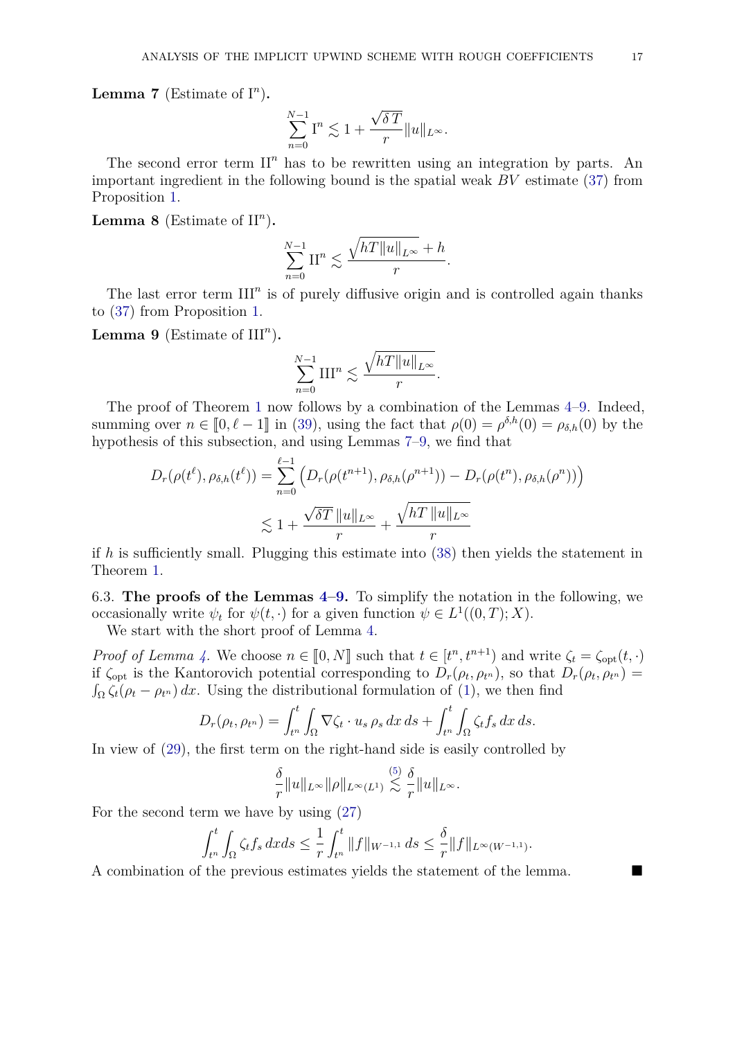**Lemma 7** (Estimate of $\mathrm{I}^n$)**.**

$$\sum_{n=0}^{N-1} \mathrm{I}^n \lesssim 1 + \frac{\sqrt{\delta T}}{r}\|u\|_{L^\infty}.$$

The second error term $\mathrm{II}^n$ has to be rewritten using an integration by parts. An important ingredient in the following bound is the spatial weak $BV$ estimate (37) from Proposition 1.

**Lemma 8** (Estimate of $\mathrm{II}^n$)**.**

$$\sum_{n=0}^{N-1} \mathrm{II}^n \lesssim \frac{\sqrt{hT\|u\|_{L^\infty}} + h}{r}.$$

The last error term $\mathrm{III}^n$ is of purely diffusive origin and is controlled again thanks to (37) from Proposition 1.

**Lemma 9** (Estimate of $\mathrm{III}^n$)**.**

$$\sum_{n=0}^{N-1} \mathrm{III}^n \lesssim \frac{\sqrt{hT\|u\|_{L^\infty}}}{r}.$$

The proof of Theorem 1 now follows by a combination of the Lemmas 4–9. Indeed, summing over $n \in [\![0, \ell-1]\!]$ in (39), using the fact that $\rho(0) = \rho^{\delta,h}(0) = \rho_{\delta,h}(0)$ by the hypothesis of this subsection, and using Lemmas 7–9, we find that

$$\begin{aligned} D_r(\rho(t^\ell), \rho_{\delta,h}(t^\ell)) &= \sum_{n=0}^{\ell-1} \Big( D_r(\rho(t^{n+1}), \rho_{\delta,h}(\rho^{n+1})) - D_r(\rho(t^n), \rho_{\delta,h}(\rho^n)) \Big) \\ &\lesssim 1 + \frac{\sqrt{\delta T}\,\|u\|_{L^\infty}}{r} + \frac{\sqrt{hT\,\|u\|_{L^\infty}}}{r} \end{aligned}$$

if $h$ is sufficiently small. Plugging this estimate into (38) then yields the statement in Theorem 1.

6.3. **The proofs of the Lemmas 4–9.** To simplify the notation in the following, we occasionally write $\psi_t$ for $\psi(t,\cdot)$ for a given function $\psi \in L^1((0,T);X)$.

We start with the short proof of Lemma 4.

*Proof of Lemma 4.* We choose $n \in [\![0, N]\!]$ such that $t \in [t^n, t^{n+1})$ and write $\zeta_t = \zeta_{\mathrm{opt}}(t,\cdot)$ if $\zeta_{\mathrm{opt}}$ is the Kantorovich potential corresponding to $D_r(\rho_t, \rho_{t^n})$, so that $D_r(\rho_t, \rho_{t^n}) = \int_\Omega \zeta_t(\rho_t - \rho_{t^n})\,dx$. Using the distributional formulation of (1), we then find

$$D_r(\rho_t, \rho_{t^n}) = \int_{t^n}^t \int_\Omega \nabla\zeta_t \cdot u_s\,\rho_s\,dx\,ds + \int_{t^n}^t \int_\Omega \zeta_t f_s\,dx\,ds.$$

In view of (29), the first term on the right-hand side is easily controlled by

$$\frac{\delta}{r}\|u\|_{L^\infty}\|\rho\|_{L^\infty(L^1)} \overset{(5)}{\lesssim} \frac{\delta}{r}\|u\|_{L^\infty}.$$

For the second term we have by using (27)

$$\int_{t^n}^t \int_\Omega \zeta_t f_s\,dxds \le \frac{1}{r}\int_{t^n}^t \|f\|_{W^{-1,1}}\,ds \le \frac{\delta}{r}\|f\|_{L^\infty(W^{-1,1})}.$$

A combination of the previous estimates yields the statement of the lemma. ∎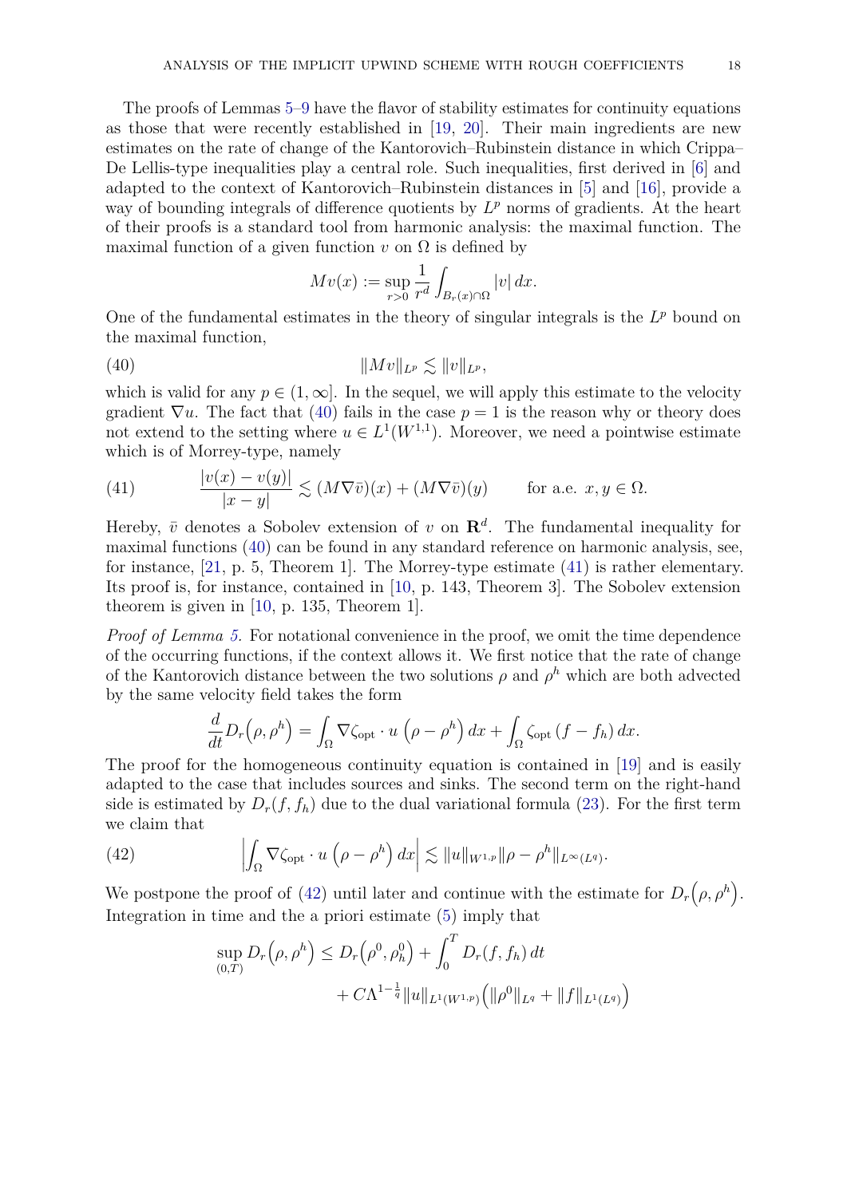The proofs of Lemmas 5–9 have the flavor of stability estimates for continuity equations as those that were recently established in [19, 20]. Their main ingredients are new estimates on the rate of change of the Kantorovich–Rubinstein distance in which Crippa–De Lellis-type inequalities play a central role. Such inequalities, first derived in [6] and adapted to the context of Kantorovich–Rubinstein distances in [5] and [16], provide a way of bounding integrals of difference quotients by $L^p$ norms of gradients. At the heart of their proofs is a standard tool from harmonic analysis: the maximal function. The maximal function of a given function $v$ on $\Omega$ is defined by

$$Mv(x) := \sup_{r>0} \frac{1}{r^d} \int_{B_r(x)\cap\Omega} |v|\, dx.$$

One of the fundamental estimates in the theory of singular integrals is the $L^p$ bound on the maximal function,

$$\|Mv\|_{L^p} \lesssim \|v\|_{L^p}, \tag{40}$$

which is valid for any $p \in (1, \infty]$. In the sequel, we will apply this estimate to the velocity gradient $\nabla u$. The fact that (40) fails in the case $p = 1$ is the reason why or theory does not extend to the setting where $u \in L^1(W^{1,1})$. Moreover, we need a pointwise estimate which is of Morrey-type, namely

$$\frac{|v(x) - v(y)|}{|x - y|} \lesssim (M\nabla\bar{v})(x) + (M\nabla\bar{v})(y) \qquad \text{for a.e. } x, y \in \Omega. \tag{41}$$

Hereby, $\bar{v}$ denotes a Sobolev extension of $v$ on $\mathbf{R}^d$. The fundamental inequality for maximal functions (40) can be found in any standard reference on harmonic analysis, see, for instance, [21, p. 5, Theorem 1]. The Morrey-type estimate (41) is rather elementary. Its proof is, for instance, contained in [10, p. 143, Theorem 3]. The Sobolev extension theorem is given in [10, p. 135, Theorem 1].

*Proof of Lemma 5.* For notational convenience in the proof, we omit the time dependence of the occurring functions, if the context allows it. We first notice that the rate of change of the Kantorovich distance between the two solutions $\rho$ and $\rho^h$ which are both advected by the same velocity field takes the form

$$\frac{d}{dt} D_r\Big(\rho, \rho^h\Big) = \int_\Omega \nabla\zeta_{\text{opt}} \cdot u \,\Big(\rho - \rho^h\Big)\, dx + \int_\Omega \zeta_{\text{opt}}\,(f - f_h)\, dx.$$

The proof for the homogeneous continuity equation is contained in [19] and is easily adapted to the case that includes sources and sinks. The second term on the right-hand side is estimated by $D_r(f, f_h)$ due to the dual variational formula (23). For the first term we claim that

$$\left|\int_\Omega \nabla\zeta_{\text{opt}} \cdot u \,\Big(\rho - \rho^h\Big)\, dx\right| \lesssim \|u\|_{W^{1,p}} \|\rho - \rho^h\|_{L^\infty(L^q)}. \tag{42}$$

We postpone the proof of (42) until later and continue with the estimate for $D_r\Big(\rho, \rho^h\Big)$. Integration in time and the a priori estimate (5) imply that

$$\sup_{(0,T)} D_r\Big(\rho, \rho^h\Big) \le D_r\Big(\rho^0, \rho_h^0\Big) + \int_0^T D_r(f, f_h)\, dt + C\Lambda^{1-\frac{1}{q}} \|u\|_{L^1(W^{1,p})} \Big(\|\rho^0\|_{L^q} + \|f\|_{L^1(L^q)}\Big)$$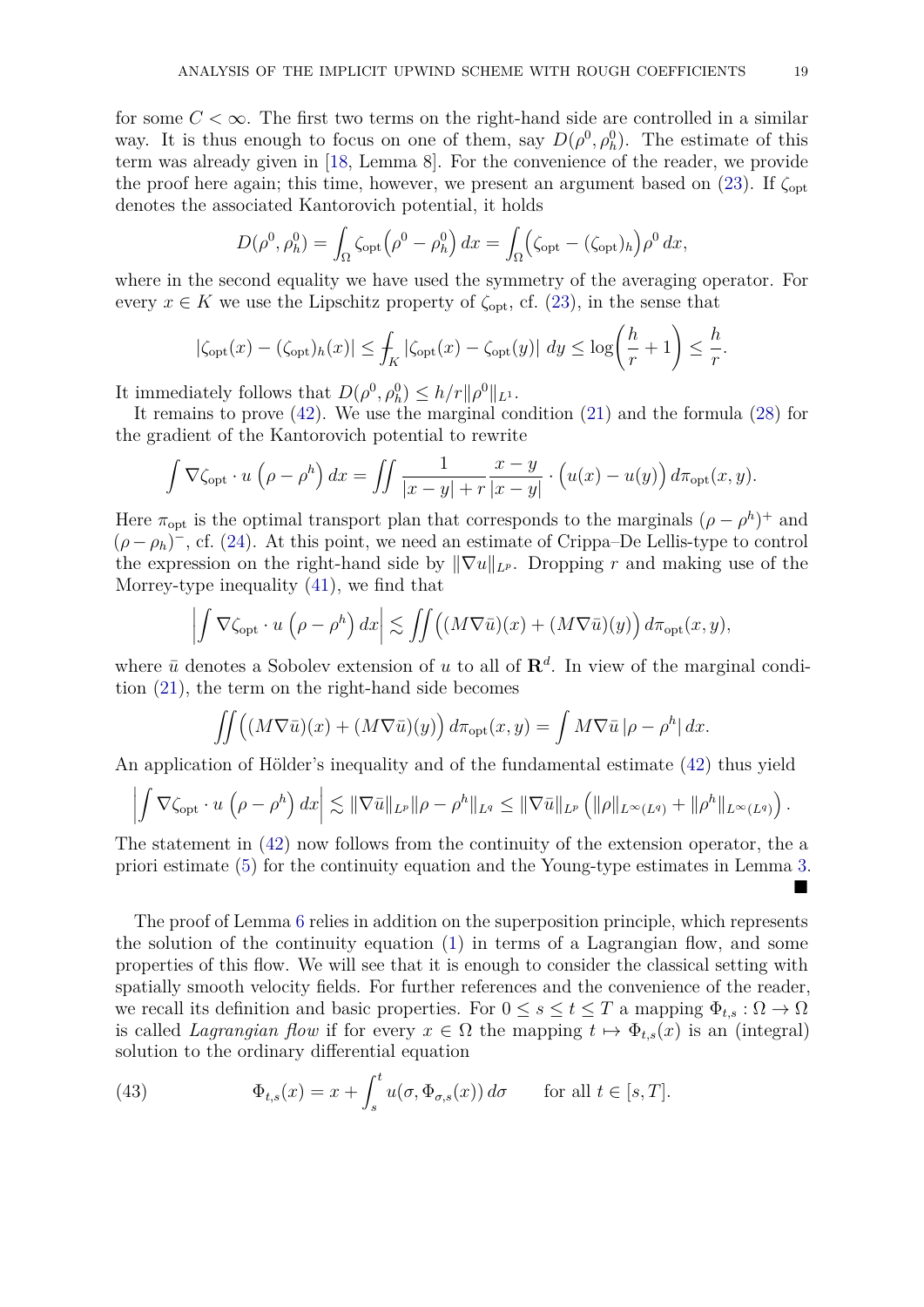for some $C < \infty$. The first two terms on the right-hand side are controlled in a similar way. It is thus enough to focus on one of them, say $D(\rho^0, \rho_h^0)$. The estimate of this term was already given in [18, Lemma 8]. For the convenience of the reader, we provide the proof here again; this time, however, we present an argument based on (23). If $\zeta_{\text{opt}}$ denotes the associated Kantorovich potential, it holds

$$D(\rho^0, \rho_h^0) = \int_\Omega \zeta_{\text{opt}}\Big(\rho^0 - \rho_h^0\Big)\,dx = \int_\Omega \Big(\zeta_{\text{opt}} - (\zeta_{\text{opt}})_h\Big)\rho^0\,dx,$$

where in the second equality we have used the symmetry of the averaging operator. For every $x \in K$ we use the Lipschitz property of $\zeta_{\text{opt}}$, cf. (23), in the sense that

$$|\zeta_{\text{opt}}(x) - (\zeta_{\text{opt}})_h(x)| \le \fint_K |\zeta_{\text{opt}}(x) - \zeta_{\text{opt}}(y)|\;dy \le \log\left(\frac{h}{r} + 1\right) \le \frac{h}{r}.$$

It immediately follows that $D(\rho^0, \rho_h^0) \le h/r\|\rho^0\|_{L^1}$.

It remains to prove (42). We use the marginal condition (21) and the formula (28) for the gradient of the Kantorovich potential to rewrite

$$\int \nabla\zeta_{\text{opt}} \cdot u\,\Big(\rho - \rho^h\Big)\,dx = \iint \frac{1}{|x-y| + r}\frac{x-y}{|x-y|}\cdot\Big(u(x) - u(y)\Big)\,d\pi_{\text{opt}}(x,y).$$

Here $\pi_{\text{opt}}$ is the optimal transport plan that corresponds to the marginals $(\rho - \rho^h)^+$ and $(\rho - \rho_h)^-$, cf. (24). At this point, we need an estimate of Crippa–De Lellis-type to control the expression on the right-hand side by $\|\nabla u\|_{L^p}$. Dropping $r$ and making use of the Morrey-type inequality (41), we find that

$$\left|\int \nabla\zeta_{\text{opt}} \cdot u\,\Big(\rho - \rho^h\Big)\,dx\right| \lesssim \iint \Big((M\nabla\bar u)(x) + (M\nabla\bar u)(y)\Big)\,d\pi_{\text{opt}}(x,y),$$

where $\bar u$ denotes a Sobolev extension of $u$ to all of $\mathbf{R}^d$. In view of the marginal condition (21), the term on the right-hand side becomes

$$\iint \Big((M\nabla\bar u)(x) + (M\nabla\bar u)(y)\Big)\,d\pi_{\text{opt}}(x,y) = \int M\nabla\bar u\,|\rho - \rho^h|\,dx.$$

An application of Hölder's inequality and of the fundamental estimate (42) thus yield

$$\left|\int \nabla\zeta_{\text{opt}} \cdot u\,\Big(\rho - \rho^h\Big)\,dx\right| \lesssim \|\nabla\bar u\|_{L^p}\|\rho - \rho^h\|_{L^q} \le \|\nabla\bar u\|_{L^p}\left(\|\rho\|_{L^\infty(L^q)} + \|\rho^h\|_{L^\infty(L^q)}\right).$$

The statement in (42) now follows from the continuity of the extension operator, the a priori estimate (5) for the continuity equation and the Young-type estimates in Lemma 3. ∎

The proof of Lemma 6 relies in addition on the superposition principle, which represents the solution of the continuity equation (1) in terms of a Lagrangian flow, and some properties of this flow. We will see that it is enough to consider the classical setting with spatially smooth velocity fields. For further references and the convenience of the reader, we recall its definition and basic properties. For $0 \le s \le t \le T$ a mapping $\Phi_{t,s} : \Omega \to \Omega$ is called *Lagrangian flow* if for every $x \in \Omega$ the mapping $t \mapsto \Phi_{t,s}(x)$ is an (integral) solution to the ordinary differential equation

$$\Phi_{t,s}(x) = x + \int_s^t u(\sigma, \Phi_{\sigma,s}(x))\,d\sigma \qquad \text{for all } t \in [s,T]. \tag{43}$$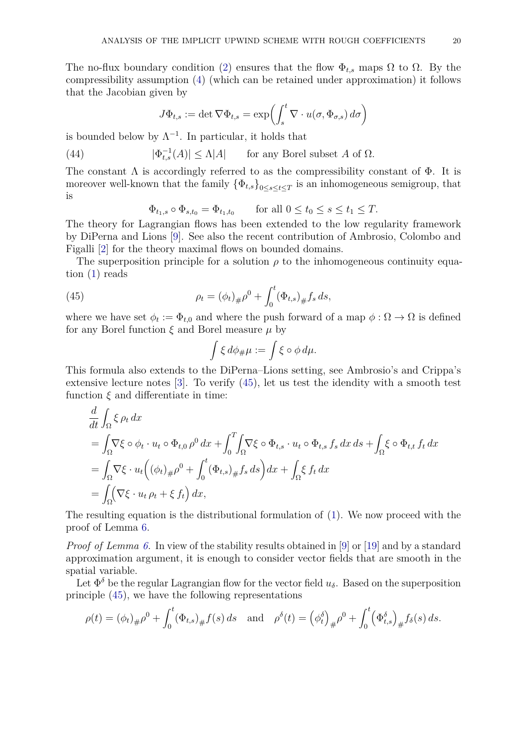The no-flux boundary condition (2) ensures that the flow $\Phi_{t,s}$ maps $\Omega$ to $\Omega$. By the compressibility assumption (4) (which can be retained under approximation) it follows that the Jacobian given by

$$J\Phi_{t,s} := \det \nabla \Phi_{t,s} = \exp\Big( \int_s^t \nabla \cdot u(\sigma, \Phi_{\sigma,s})\, d\sigma \Big)$$

is bounded below by $\Lambda^{-1}$. In particular, it holds that

$$|\Phi_{t,s}^{-1}(A)| \le \Lambda |A| \qquad \text{for any Borel subset } A \text{ of } \Omega. \tag{44}$$

The constant $\Lambda$ is accordingly referred to as the compressibility constant of $\Phi$. It is moreover well-known that the family $\{\Phi_{t,s}\}_{0\le s\le t\le T}$ is an inhomogeneous semigroup, that is

$$\Phi_{t_1,s} \circ \Phi_{s,t_0} = \Phi_{t_1,t_0} \qquad \text{for all } 0 \le t_0 \le s \le t_1 \le T.$$

The theory for Lagrangian flows has been extended to the low regularity framework by DiPerna and Lions [9]. See also the recent contribution of Ambrosio, Colombo and Figalli [2] for the theory maximal flows on bounded domains.

The superposition principle for a solution $\rho$ to the inhomogeneous continuity equation (1) reads

$$\rho_t = (\phi_t)_{\#}\rho^0 + \int_0^t (\Phi_{t,s})_{\#} f_s \, ds, \tag{45}$$

where we have set $\phi_t := \Phi_{t,0}$ and where the push forward of a map $\phi : \Omega \to \Omega$ is defined for any Borel function $\xi$ and Borel measure $\mu$ by

$$\int \xi \, d\phi_{\#}\mu := \int \xi \circ \phi \, d\mu.$$

This formula also extends to the DiPerna–Lions setting, see Ambrosio's and Crippa's extensive lecture notes [3]. To verify (45), let us test the idendity with a smooth test function $\xi$ and differentiate in time:

$$\begin{aligned}
&\frac{d}{dt}\int_\Omega \xi \, \rho_t \, dx \\
&= \int_\Omega \nabla \xi \circ \phi_t \cdot u_t \circ \Phi_{t,0}\, \rho^0 \, dx + \int_0^T \int_\Omega \nabla \xi \circ \Phi_{t,s} \cdot u_t \circ \Phi_{t,s} \, f_s \, dx \, ds + \int_\Omega \xi \circ \Phi_{t,t} \, f_t \, dx \\
&= \int_\Omega \nabla \xi \cdot u_t \Big( (\phi_t)_{\#}\rho^0 + \int_0^t (\Phi_{t,s})_{\#} f_s \, ds \Big) dx + \int_\Omega \xi \, f_t \, dx \\
&= \int_\Omega \Big( \nabla \xi \cdot u_t \, \rho_t + \xi \, f_t \Big)\, dx,
\end{aligned}$$

The resulting equation is the distributional formulation of (1). We now proceed with the proof of Lemma 6.

*Proof of Lemma 6.* In view of the stability results obtained in [9] or [19] and by a standard approximation argument, it is enough to consider vector fields that are smooth in the spatial variable.

Let $\Phi^\delta$ be the regular Lagrangian flow for the vector field $u_\delta$. Based on the superposition principle (45), we have the following representations

$$\rho(t) = (\phi_t)_{\#}\rho^0 + \int_0^t (\Phi_{t,s})_{\#} f(s)\, ds \quad \text{and} \quad \rho^\delta(t) = \big(\phi_t^\delta\big)_{\#}\rho^0 + \int_0^t \big(\Phi_{t,s}^\delta\big)_{\#} f_\delta(s)\, ds.$$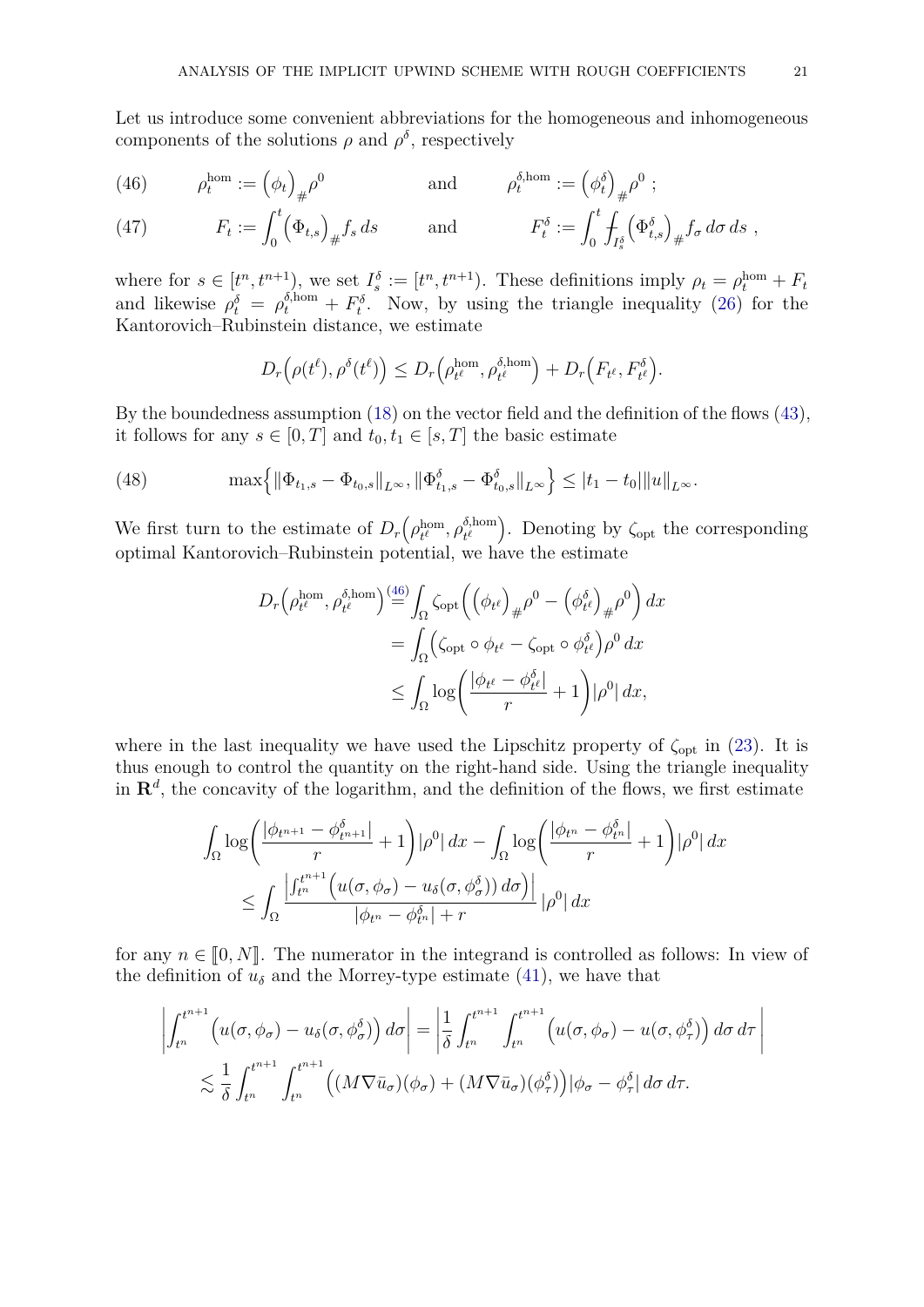Let us introduce some convenient abbreviations for the homogeneous and inhomogeneous components of the solutions $\rho$ and $\rho^\delta$, respectively

$$\rho_t^{\text{hom}} := \Big(\phi_t\Big)_{\#}\rho^0 \qquad \text{and} \qquad \rho_t^{\delta,\text{hom}} := \Big(\phi_t^\delta\Big)_{\#}\rho^0 \ ; \tag{46}$$

$$F_t := \int_0^t \Big(\Phi_{t,s}\Big)_{\#} f_s \, ds \qquad \text{and} \qquad F_t^\delta := \int_0^t ⨍_{I_s^\delta} \Big(\Phi_{t,s}^\delta\Big)_{\#} f_\sigma \, d\sigma \, ds \ , \tag{47}$$

where for $s \in [t^n, t^{n+1})$, we set $I_s^\delta := [t^n, t^{n+1})$. These definitions imply $\rho_t = \rho_t^{\text{hom}} + F_t$ and likewise $\rho_t^\delta = \rho_t^{\delta,\text{hom}} + F_t^\delta$. Now, by using the triangle inequality (26) for the Kantorovich–Rubinstein distance, we estimate

$$D_r\Big(\rho(t^\ell), \rho^\delta(t^\ell)\Big) \leq D_r\Big(\rho_{t^\ell}^{\text{hom}}, \rho_{t^\ell}^{\delta,\text{hom}}\Big) + D_r\Big(F_{t^\ell}, F_{t^\ell}^\delta\Big).$$

By the boundedness assumption (18) on the vector field and the definition of the flows (43), it follows for any $s \in [0,T]$ and $t_0, t_1 \in [s,T]$ the basic estimate

$$\max\Big\{\|\Phi_{t_1,s} - \Phi_{t_0,s}\|_{L^\infty}, \|\Phi_{t_1,s}^\delta - \Phi_{t_0,s}^\delta\|_{L^\infty}\Big\} \leq |t_1 - t_0| \|u\|_{L^\infty}. \tag{48}$$

We first turn to the estimate of $D_r\Big(\rho_{t^\ell}^{\text{hom}}, \rho_{t^\ell}^{\delta,\text{hom}}\Big)$. Denoting by $\zeta_{\text{opt}}$ the corresponding optimal Kantorovich–Rubinstein potential, we have the estimate

$$\begin{aligned}
D_r\Big(\rho_{t^\ell}^{\text{hom}}, \rho_{t^\ell}^{\delta,\text{hom}}\Big) &\overset{(46)}{=} \int_\Omega \zeta_{\text{opt}}\Big(\Big(\phi_{t^\ell}\Big)_{\#}\rho^0 - \Big(\phi_{t^\ell}^\delta\Big)_{\#}\rho^0\Big)\, dx \\
&= \int_\Omega \Big(\zeta_{\text{opt}} \circ \phi_{t^\ell} - \zeta_{\text{opt}} \circ \phi_{t^\ell}^\delta\Big)\rho^0 \, dx \\
&\leq \int_\Omega \log\bigg(\frac{|\phi_{t^\ell} - \phi_{t^\ell}^\delta|}{r} + 1\bigg)|\rho^0| \, dx,
\end{aligned}$$

where in the last inequality we have used the Lipschitz property of $\zeta_{\text{opt}}$ in (23). It is thus enough to control the quantity on the right-hand side. Using the triangle inequality in $\mathbf{R}^d$, the concavity of the logarithm, and the definition of the flows, we first estimate

$$\begin{aligned}
&\int_\Omega \log\bigg(\frac{|\phi_{t^{n+1}} - \phi_{t^{n+1}}^\delta|}{r} + 1\bigg)|\rho^0| \, dx - \int_\Omega \log\bigg(\frac{|\phi_{t^n} - \phi_{t^n}^\delta|}{r} + 1\bigg)|\rho^0| \, dx \\
&\quad \leq \int_\Omega \frac{\Big|\int_{t^n}^{t^{n+1}} \Big(u(\sigma, \phi_\sigma) - u_\delta(\sigma, \phi_\sigma^\delta)\Big)\, d\sigma\Big)\Big|}{|\phi_{t^n} - \phi_{t^n}^\delta| + r} \, |\rho^0| \, dx
\end{aligned}$$

for any $n \in [\![0, N]\!]$. The numerator in the integrand is controlled as follows: In view of the definition of $u_\delta$ and the Morrey-type estimate (41), we have that

$$\begin{aligned}
&\left|\int_{t^n}^{t^{n+1}} \Big(u(\sigma, \phi_\sigma) - u_\delta(\sigma, \phi_\sigma^\delta)\Big)\, d\sigma\right| = \left|\frac{1}{\delta}\int_{t^n}^{t^{n+1}} \int_{t^n}^{t^{n+1}} \Big(u(\sigma, \phi_\sigma) - u(\sigma, \phi_\tau^\delta)\Big)\, d\sigma \, d\tau\right| \\
&\quad \lesssim \frac{1}{\delta}\int_{t^n}^{t^{n+1}} \int_{t^n}^{t^{n+1}} \Big((M\nabla \bar{u}_\sigma)(\phi_\sigma) + (M\nabla \bar{u}_\sigma)(\phi_\tau^\delta)\Big)|\phi_\sigma - \phi_\tau^\delta| \, d\sigma \, d\tau.
\end{aligned}$$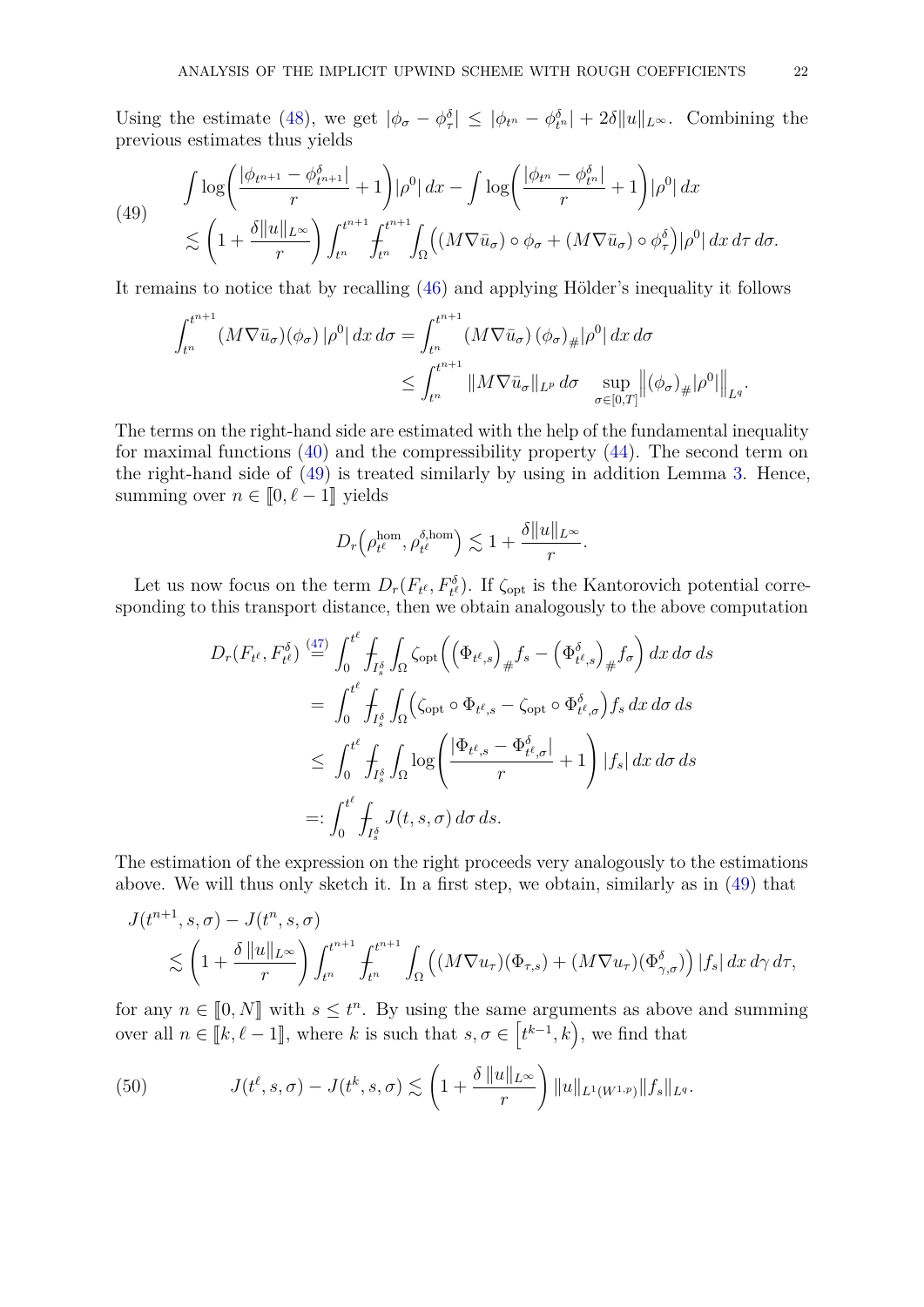Using the estimate (48), we get $|\phi_\sigma - \phi^\delta_\tau| \leq |\phi_{t^n} - \phi^\delta_{t^n}| + 2\delta\|u\|_{L^\infty}$. Combining the previous estimates thus yields

$$
\begin{aligned}
&\int \log\left(\frac{|\phi_{t^{n+1}} - \phi^\delta_{t^{n+1}}|}{r} + 1\right)|\rho^0|\,dx - \int \log\left(\frac{|\phi_{t^n} - \phi^\delta_{t^n}|}{r} + 1\right)|\rho^0|\,dx \\
&\lesssim \left(1 + \frac{\delta\|u\|_{L^\infty}}{r}\right)\int_{t^n}^{t^{n+1}} ⨍_{t^n}^{t^{n+1}} \int_\Omega \Big((M\nabla \bar u_\sigma)\circ\phi_\sigma + (M\nabla \bar u_\sigma)\circ\phi^\delta_\tau\Big)|\rho^0|\,dx\,d\tau\,d\sigma.
\end{aligned}
\tag{49}
$$

It remains to notice that by recalling (46) and applying Hölder's inequality it follows

$$
\begin{aligned}
\int_{t^n}^{t^{n+1}} (M\nabla \bar u_\sigma)(\phi_\sigma)\,|\rho^0|\,dx\,d\sigma &= \int_{t^n}^{t^{n+1}} (M\nabla \bar u_\sigma)\,(\phi_\sigma)_\#|\rho^0|\,dx\,d\sigma \\
&\leq \int_{t^n}^{t^{n+1}} \|M\nabla \bar u_\sigma\|_{L^p}\,d\sigma \quad \sup_{\sigma\in[0,T]}\Big\|(\phi_\sigma)_\#|\rho^0|\Big\|_{L^q}.
\end{aligned}
$$

The terms on the right-hand side are estimated with the help of the fundamental inequality for maximal functions (40) and the compressibility property (44). The second term on the right-hand side of (49) is treated similarly by using in addition Lemma 3. Hence, summing over $n \in [\![0, \ell-1]\!]$ yields

$$
D_r\Big(\rho^{\mathrm{hom}}_{t^\ell}, \rho^{\delta,\mathrm{hom}}_{t^\ell}\Big) \lesssim 1 + \frac{\delta\|u\|_{L^\infty}}{r}.
$$

Let us now focus on the term $D_r(F_{t^\ell}, F^\delta_{t^\ell})$. If $\zeta_{\mathrm{opt}}$ is the Kantorovich potential corresponding to this transport distance, then we obtain analogously to the above computation

$$
\begin{aligned}
D_r(F_{t^\ell}, F^\delta_{t^\ell}) &\overset{(47)}{=} \int_0^{t^\ell} ⨍_{I^\delta_s} \int_\Omega \zeta_{\mathrm{opt}}\Big(\big(\Phi_{t^\ell,s}\big)_\# f_s - \big(\Phi^\delta_{t^\ell,s}\big)_\# f_\sigma\Big)\,dx\,d\sigma\,ds \\
&= \int_0^{t^\ell} ⨍_{I^\delta_s} \int_\Omega \Big(\zeta_{\mathrm{opt}}\circ\Phi_{t^\ell,s} - \zeta_{\mathrm{opt}}\circ\Phi^\delta_{t^\ell,\sigma}\Big) f_s\,dx\,d\sigma\,ds \\
&\leq \int_0^{t^\ell} ⨍_{I^\delta_s} \int_\Omega \log\left(\frac{|\Phi_{t^\ell,s} - \Phi^\delta_{t^\ell,\sigma}|}{r} + 1\right)|f_s|\,dx\,d\sigma\,ds \\
&=: \int_0^{t^\ell} ⨍_{I^\delta_s} J(t,s,\sigma)\,d\sigma\,ds.
\end{aligned}
$$

The estimation of the expression on the right proceeds very analogously to the estimations above. We will thus only sketch it. In a first step, we obtain, similarly as in (49) that

$$
\begin{aligned}
&J(t^{n+1}, s, \sigma) - J(t^n, s, \sigma) \\
&\lesssim \left(1 + \frac{\delta\,\|u\|_{L^\infty}}{r}\right)\int_{t^n}^{t^{n+1}} ⨍_{t^n}^{t^{n+1}} \int_\Omega \Big((M\nabla u_\tau)(\Phi_{\tau,s}) + (M\nabla u_\tau)(\Phi^\delta_{\gamma,\sigma})\Big)|f_s|\,dx\,d\gamma\,d\tau,
\end{aligned}
$$

for any $n \in [\![0, N]\!]$ with $s \leq t^n$. By using the same arguments as above and summing over all $n \in [\![k, \ell-1]\!]$, where $k$ is such that $s, \sigma \in \left[t^{k-1}, k\right)$, we find that

$$
J(t^\ell, s, \sigma) - J(t^k, s, \sigma) \lesssim \left(1 + \frac{\delta\,\|u\|_{L^\infty}}{r}\right)\|u\|_{L^1(W^{1,p})}\|f_s\|_{L^q}.
\tag{50}
$$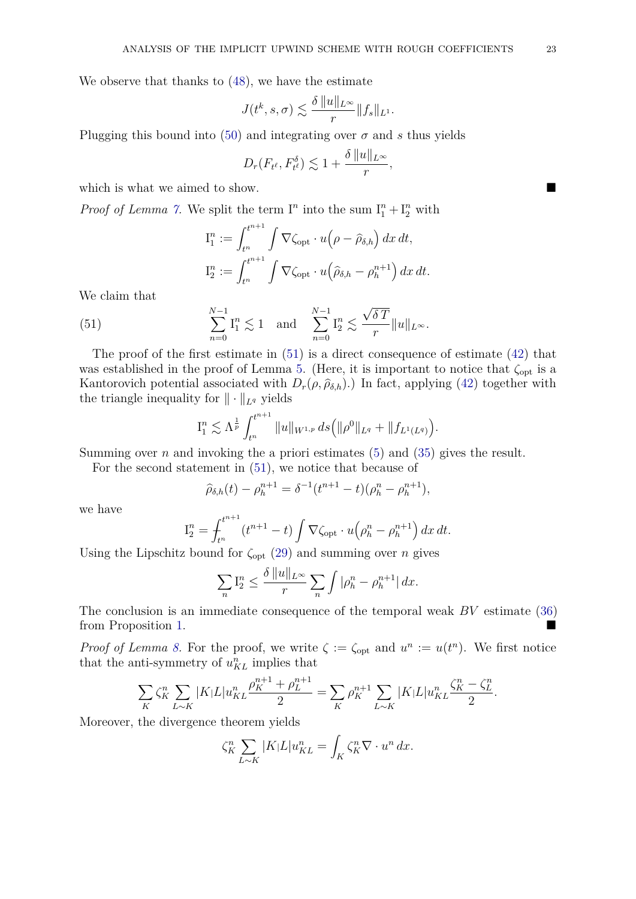We observe that thanks to (48), we have the estimate

$$J(t^k, s, \sigma) \lesssim \frac{\delta \, \|u\|_{L^\infty}}{r} \|f_s\|_{L^1}.$$

Plugging this bound into (50) and integrating over $\sigma$ and $s$ thus yields

$$D_r(F_{t^\ell}, F^\delta_{t^\ell}) \lesssim 1 + \frac{\delta \, \|u\|_{L^\infty}}{r},$$

which is what we aimed to show. ■

*Proof of Lemma 7.* We split the term $\mathrm{I}^n$ into the sum $\mathrm{I}^n_1 + \mathrm{I}^n_2$ with

$$\mathrm{I}^n_1 := \int_{t^n}^{t^{n+1}} \int \nabla \zeta_{\mathrm{opt}} \cdot u \Big(\rho - \widehat{\rho}_{\delta,h}\Big)\, dx\, dt,$$

$$\mathrm{I}^n_2 := \int_{t^n}^{t^{n+1}} \int \nabla \zeta_{\mathrm{opt}} \cdot u \Big(\widehat{\rho}_{\delta,h} - \rho_h^{n+1}\Big)\, dx\, dt.$$

We claim that

$$\sum_{n=0}^{N-1} \mathrm{I}^n_1 \lesssim 1 \quad \text{and} \quad \sum_{n=0}^{N-1} \mathrm{I}^n_2 \lesssim \frac{\sqrt{\delta\, T}}{r} \|u\|_{L^\infty}. \tag{51}$$

The proof of the first estimate in (51) is a direct consequence of estimate (42) that was established in the proof of Lemma 5. (Here, it is important to notice that $\zeta_{\mathrm{opt}}$ is a Kantorovich potential associated with $D_r(\rho, \widehat{\rho}_{\delta,h})$.) In fact, applying (42) together with the triangle inequality for $\|\cdot\|_{L^q}$ yields

$$\mathrm{I}^n_1 \lesssim \Lambda^{\frac{1}{p}} \int_{t^n}^{t^{n+1}} \|u\|_{W^{1,p}}\, ds \Big(\|\rho^0\|_{L^q} + \|f_{L^1(L^q)}\Big).$$

Summing over $n$ and invoking the a priori estimates (5) and (35) gives the result.

For the second statement in (51), we notice that because of

$$\widehat{\rho}_{\delta,h}(t) - \rho_h^{n+1} = \delta^{-1}(t^{n+1} - t)(\rho_h^n - \rho_h^{n+1}),$$

we have

$$\mathrm{I}^n_2 = \fint_{t^n}^{t^{n+1}} (t^{n+1} - t) \int \nabla \zeta_{\mathrm{opt}} \cdot u \Big(\rho_h^n - \rho_h^{n+1}\Big)\, dx\, dt.$$

Using the Lipschitz bound for $\zeta_{\mathrm{opt}}$ (29) and summing over $n$ gives

$$\sum_n \mathrm{I}^n_2 \leq \frac{\delta \, \|u\|_{L^\infty}}{r} \sum_n \int |\rho_h^n - \rho_h^{n+1}|\, dx.$$

The conclusion is an immediate consequence of the temporal weak $BV$ estimate (36) from Proposition 1. ■

*Proof of Lemma 8.* For the proof, we write $\zeta := \zeta_{\mathrm{opt}}$ and $u^n := u(t^n)$. We first notice that the anti-symmetry of $u^n_{KL}$ implies that

$$\sum_K \zeta^n_K \sum_{L\sim K} |K|L| u^n_{KL} \frac{\rho_K^{n+1} + \rho_L^{n+1}}{2} = \sum_K \rho_K^{n+1} \sum_{L\sim K} |K|L| u^n_{KL} \frac{\zeta^n_K - \zeta^n_L}{2}.$$

Moreover, the divergence theorem yields

$$\zeta^n_K \sum_{L\sim K} |K|L| u^n_{KL} = \int_K \zeta^n_K \nabla \cdot u^n\, dx.$$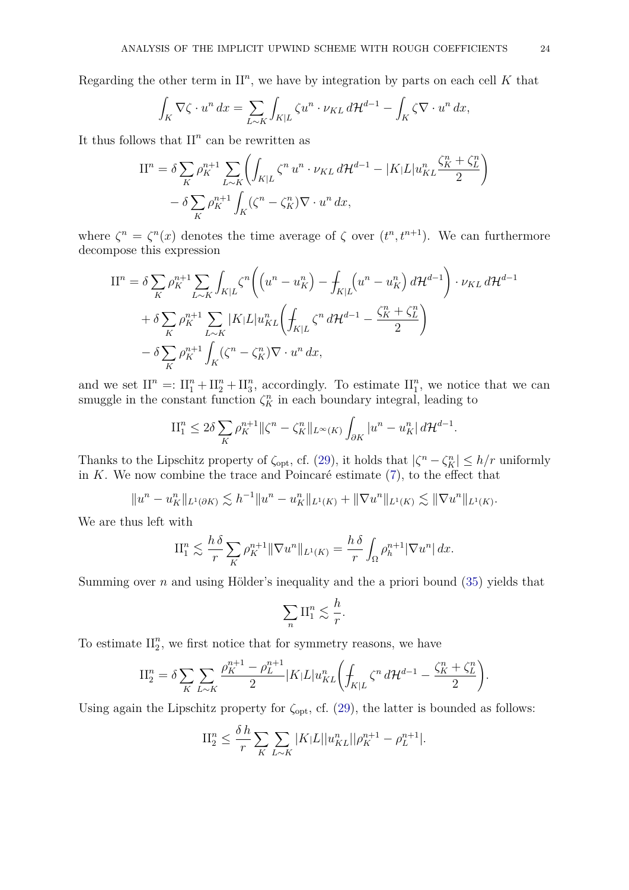Regarding the other term in $\mathrm{II}^n$, we have by integration by parts on each cell $K$ that

$$
\int_K \nabla\zeta \cdot u^n \, dx = \sum_{L\sim K} \int_{K|L} \zeta u^n \cdot \nu_{KL} \, d\mathcal{H}^{d-1} - \int_K \zeta \nabla \cdot u^n \, dx,
$$

It thus follows that $\mathrm{II}^n$ can be rewritten as

$$
\begin{aligned}
\mathrm{II}^n = {} & \delta \sum_K \rho_K^{n+1} \sum_{L\sim K} \left( \int_{K|L} \zeta^n \, u^n \cdot \nu_{KL} \, d\mathcal{H}^{d-1} - |K|L| u_{KL}^n \frac{\zeta_K^n + \zeta_L^n}{2} \right) \\
& - \delta \sum_K \rho_K^{n+1} \int_K (\zeta^n - \zeta_K^n) \nabla \cdot u^n \, dx,
\end{aligned}
$$

where $\zeta^n = \zeta^n(x)$ denotes the time average of $\zeta$ over $(t^n, t^{n+1})$. We can furthermore decompose this expression

$$
\begin{aligned}
\mathrm{II}^n = {} & \delta \sum_K \rho_K^{n+1} \sum_{L\sim K} \int_{K|L} \zeta^n \left( \left(u^n - u_K^n\right) - \fint_{K|L} \left(u^n - u_K^n\right) d\mathcal{H}^{d-1} \right) \cdot \nu_{KL} \, d\mathcal{H}^{d-1} \\
& + \delta \sum_K \rho_K^{n+1} \sum_{L\sim K} |K|L| u_{KL}^n \left( \fint_{K|L} \zeta^n \, d\mathcal{H}^{d-1} - \frac{\zeta_K^n + \zeta_L^n}{2} \right) \\
& - \delta \sum_K \rho_K^{n+1} \int_K (\zeta^n - \zeta_K^n) \nabla \cdot u^n \, dx,
\end{aligned}
$$

and we set $\mathrm{II}^n =: \mathrm{II}_1^n + \mathrm{II}_2^n + \mathrm{II}_3^n$, accordingly. To estimate $\mathrm{II}_1^n$, we notice that we can smuggle in the constant function $\zeta_K^n$ in each boundary integral, leading to

$$
\mathrm{II}_1^n \le 2\delta \sum_K \rho_K^{n+1} \|\zeta^n - \zeta_K^n\|_{L^\infty(K)} \int_{\partial K} |u^n - u_K^n| \, d\mathcal{H}^{d-1}.
$$

Thanks to the Lipschitz property of $\zeta_{\mathrm{opt}}$, cf. (29), it holds that $|\zeta^n - \zeta_K^n| \le h/r$ uniformly in $K$. We now combine the trace and Poincaré estimate (7), to the effect that

$$
\|u^n - u_K^n\|_{L^1(\partial K)} \lesssim h^{-1} \|u^n - u_K^n\|_{L^1(K)} + \|\nabla u^n\|_{L^1(K)} \lesssim \|\nabla u^n\|_{L^1(K)}.
$$

We are thus left with

$$
\mathrm{II}_1^n \lesssim \frac{h\,\delta}{r} \sum_K \rho_K^{n+1} \|\nabla u^n\|_{L^1(K)} = \frac{h\,\delta}{r} \int_\Omega \rho_h^{n+1} |\nabla u^n| \, dx.
$$

Summing over $n$ and using Hölder's inequality and the a priori bound (35) yields that

$$
\sum_n \mathrm{II}_1^n \lesssim \frac{h}{r}.
$$

To estimate $\mathrm{II}_2^n$, we first notice that for symmetry reasons, we have

$$
\mathrm{II}_2^n = \delta \sum_K \sum_{L\sim K} \frac{\rho_K^{n+1} - \rho_L^{n+1}}{2} |K|L| u_{KL}^n \left( \fint_{K|L} \zeta^n \, d\mathcal{H}^{d-1} - \frac{\zeta_K^n + \zeta_L^n}{2} \right).
$$

Using again the Lipschitz property for $\zeta_{\mathrm{opt}}$, cf. (29), the latter is bounded as follows:

$$
\mathrm{II}_2^n \le \frac{\delta\, h}{r} \sum_K \sum_{L\sim K} |K|L| |u_{KL}^n| |\rho_K^{n+1} - \rho_L^{n+1}|.
$$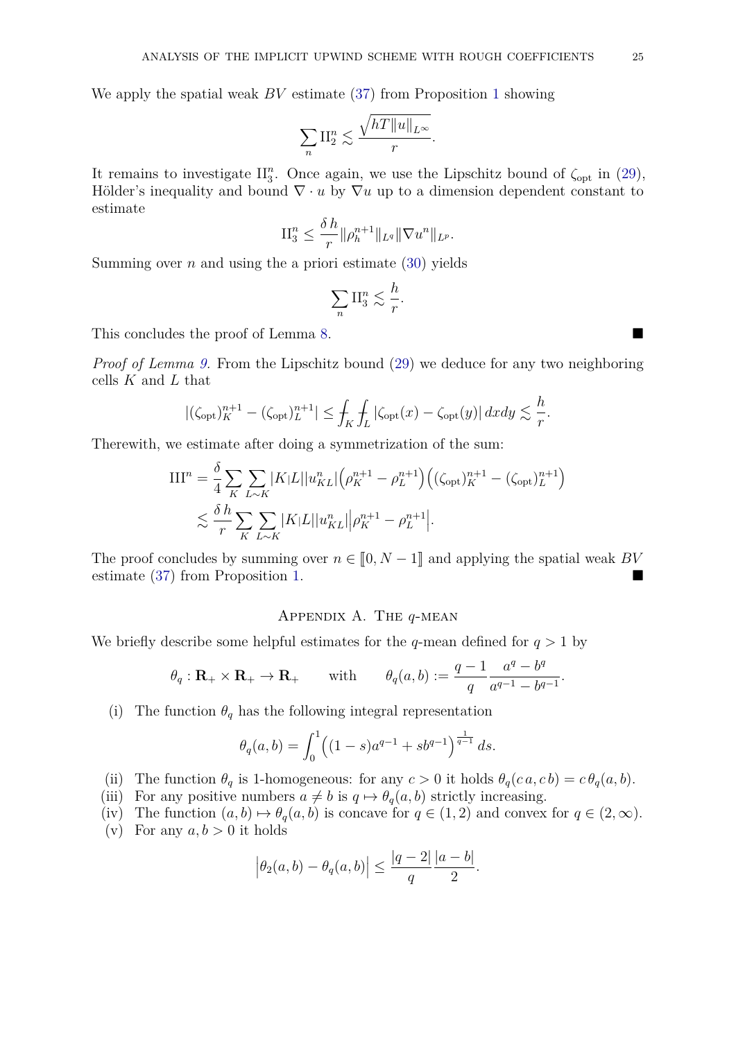We apply the spatial weak $BV$ estimate (37) from Proposition 1 showing

$$\sum_n \mathrm{II}_2^n \lesssim \frac{\sqrt{hT\|u\|_{L^\infty}}}{r}.$$

It remains to investigate $\mathrm{II}_3^n$. Once again, we use the Lipschitz bound of $\zeta_{\mathrm{opt}}$ in (29), Hölder's inequality and bound $\nabla \cdot u$ by $\nabla u$ up to a dimension dependent constant to estimate

$$\mathrm{II}_3^n \leq \frac{\delta\, h}{r} \|\rho_h^{n+1}\|_{L^q} \|\nabla u^n\|_{L^p}.$$

Summing over $n$ and using the a priori estimate (30) yields

$$\sum_n \mathrm{II}_3^n \lesssim \frac{h}{r}.$$

This concludes the proof of Lemma 8. ■

*Proof of Lemma 9.* From the Lipschitz bound (29) we deduce for any two neighboring cells $K$ and $L$ that

$$|(\zeta_{\mathrm{opt}})_K^{n+1} - (\zeta_{\mathrm{opt}})_L^{n+1}| \leq \fint_K \fint_L |\zeta_{\mathrm{opt}}(x) - \zeta_{\mathrm{opt}}(y)|\, dxdy \lesssim \frac{h}{r}.$$

Therewith, we estimate after doing a symmetrization of the sum:

$$\begin{aligned}
\mathrm{III}^n &= \frac{\delta}{4} \sum_K \sum_{L\sim K} |K|L||u_{KL}^n| \Big(\rho_K^{n+1} - \rho_L^{n+1}\Big)\Big((\zeta_{\mathrm{opt}})_K^{n+1} - (\zeta_{\mathrm{opt}})_L^{n+1}\Big) \\
&\lesssim \frac{\delta\, h}{r} \sum_K \sum_{L\sim K} |K|L||u_{KL}^n| \Big|\rho_K^{n+1} - \rho_L^{n+1}\Big|.
\end{aligned}$$

The proof concludes by summing over $n \in [\![0, N-1]\!]$ and applying the spatial weak $BV$ estimate (37) from Proposition 1. ■

## Appendix A. The $q$-mean

We briefly describe some helpful estimates for the $q$-mean defined for $q > 1$ by

$$\theta_q : \mathbf{R}_+ \times \mathbf{R}_+ \to \mathbf{R}_+ \qquad \text{with} \qquad \theta_q(a,b) := \frac{q-1}{q} \frac{a^q - b^q}{a^{q-1} - b^{q-1}}.$$

(i) The function $\theta_q$ has the following integral representation

$$\theta_q(a,b) = \int_0^1 \Big((1-s)a^{q-1} + sb^{q-1}\Big)^{\frac{1}{q-1}} ds.$$

(ii) The function $\theta_q$ is 1-homogeneous: for any $c > 0$ it holds $\theta_q(c\,a, c\,b) = c\,\theta_q(a,b)$.

(iii) For any positive numbers $a \neq b$ is $q \mapsto \theta_q(a,b)$ strictly increasing.

(iv) The function $(a,b) \mapsto \theta_q(a,b)$ is concave for $q \in (1,2)$ and convex for $q \in (2,\infty)$.

(v) For any $a, b > 0$ it holds

$$\Big|\theta_2(a,b) - \theta_q(a,b)\Big| \leq \frac{|q-2|}{q} \frac{|a-b|}{2}.$$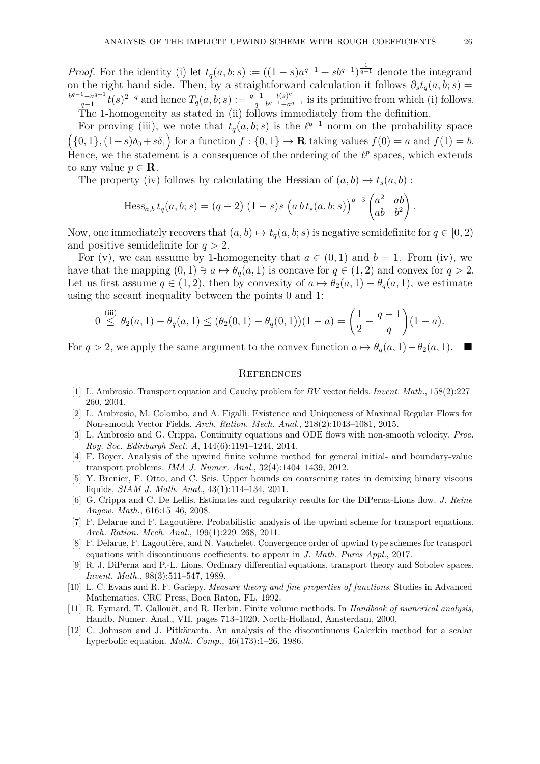*Proof.* For the identity (i) let $t_q(a,b;s) := ((1-s)a^{q-1} + sb^{q-1})^{\frac{1}{q-1}}$ denote the integrand on the right hand side. Then, by a straightforward calculation it follows $\partial_s t_q(a,b;s) = \frac{b^{q-1}-a^{q-1}}{q-1} t(s)^{2-q}$ and hence $T_q(a,b;s) := \frac{q-1}{q}\frac{t(s)^q}{b^{q-1}-a^{q-1}}$ is its primitive from which (i) follows.

The 1-homogeneity as stated in (ii) follows immediately from the definition.

For proving (iii), we note that $t_q(a,b;s)$ is the $\ell^{q-1}$ norm on the probability space $\left(\{0,1\},(1-s)\delta_0 + s\delta_1\right)$ for a function $f : \{0,1\} \to \mathbf{R}$ taking values $f(0) = a$ and $f(1) = b$. Hence, we the statement is a consequence of the ordering of the $\ell^p$ spaces, which extends to any value $p \in \mathbf{R}$.

The property (iv) follows by calculating the Hessian of $(a,b) \mapsto t_s(a,b)$ :

$$\operatorname{Hess}_{a,b} t_q(a,b;s) = (q-2)\,(1-s)s\,\left(a\,b\,t_s(a,b;s)\right)^{q-3}\begin{pmatrix} a^2 & ab \\ ab & b^2 \end{pmatrix}.$$

Now, one immediately recovers that $(a,b) \mapsto t_q(a,b;s)$ is negative semidefinite for $q \in [0,2)$ and positive semidefinite for $q > 2$.

For (v), we can assume by 1-homogeneity that $a \in (0,1)$ and $b = 1$. From (iv), we have that the mapping $(0,1) \ni a \mapsto \theta_q(a,1)$ is concave for $q \in (1,2)$ and convex for $q > 2$. Let us first assume $q \in (1,2)$, then by convexity of $a \mapsto \theta_2(a,1) - \theta_q(a,1)$, we estimate using the secant inequality between the points 0 and 1:

$$0 \overset{\text{(iii)}}{\leq} \theta_2(a,1) - \theta_q(a,1) \leq (\theta_2(0,1) - \theta_q(0,1))(1-a) = \left(\frac{1}{2} - \frac{q-1}{q}\right)(1-a).$$

For $q > 2$, we apply the same argument to the convex function $a \mapsto \theta_q(a,1) - \theta_2(a,1)$. ■

## References

[1] L. Ambrosio. Transport equation and Cauchy problem for *BV* vector fields. *Invent. Math.*, 158(2):227–260, 2004.

[2] L. Ambrosio, M. Colombo, and A. Figalli. Existence and Uniqueness of Maximal Regular Flows for Non-smooth Vector Fields. *Arch. Ration. Mech. Anal.*, 218(2):1043–1081, 2015.

[3] L. Ambrosio and G. Crippa. Continuity equations and ODE flows with non-smooth velocity. *Proc. Roy. Soc. Edinburgh Sect. A*, 144(6):1191–1244, 2014.

[4] F. Boyer. Analysis of the upwind finite volume method for general initial- and boundary-value transport problems. *IMA J. Numer. Anal.*, 32(4):1404–1439, 2012.

[5] Y. Brenier, F. Otto, and C. Seis. Upper bounds on coarsening rates in demixing binary viscous liquids. *SIAM J. Math. Anal.*, 43(1):114–134, 2011.

[6] G. Crippa and C. De Lellis. Estimates and regularity results for the DiPerna-Lions flow. *J. Reine Angew. Math.*, 616:15–46, 2008.

[7] F. Delarue and F. Lagoutière. Probabilistic analysis of the upwind scheme for transport equations. *Arch. Ration. Mech. Anal.*, 199(1):229–268, 2011.

[8] F. Delarue, F. Lagoutière, and N. Vauchelet. Convergence order of upwind type schemes for transport equations with discontinuous coefficients. to appear in *J. Math. Pures Appl.*, 2017.

[9] R. J. DiPerna and P.-L. Lions. Ordinary differential equations, transport theory and Sobolev spaces. *Invent. Math.*, 98(3):511–547, 1989.

[10] L. C. Evans and R. F. Gariepy. *Measure theory and fine properties of functions*. Studies in Advanced Mathematics. CRC Press, Boca Raton, FL, 1992.

[11] R. Eymard, T. Gallouët, and R. Herbin. Finite volume methods. In *Handbook of numerical analysis*, Handb. Numer. Anal., VII, pages 713–1020. North-Holland, Amsterdam, 2000.

[12] C. Johnson and J. Pitkäranta. An analysis of the discontinuous Galerkin method for a scalar hyperbolic equation. *Math. Comp.*, 46(173):1–26, 1986.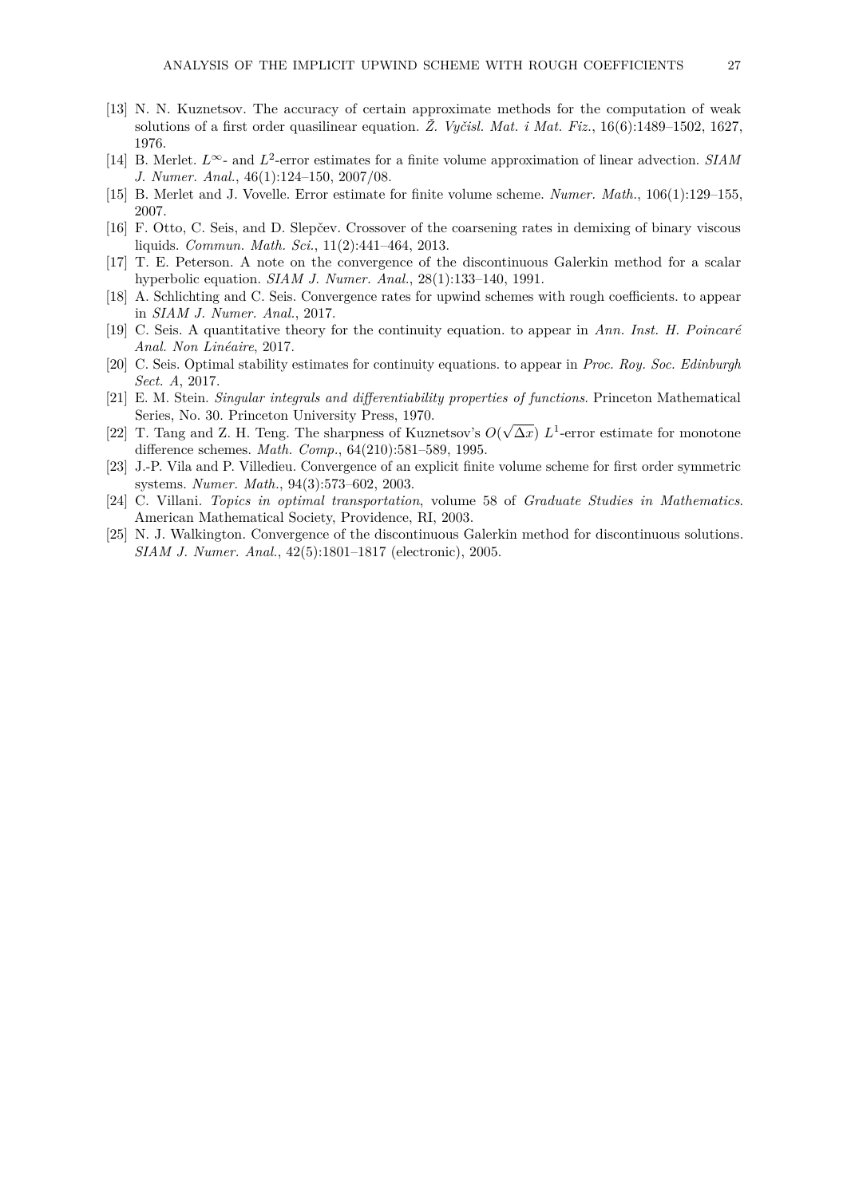[13] N. N. Kuznetsov. The accuracy of certain approximate methods for the computation of weak solutions of a first order quasilinear equation. *Ž. Vyčisl. Mat. i Mat. Fiz.*, 16(6):1489–1502, 1627, 1976.

[14] B. Merlet. $L^\infty$- and $L^2$-error estimates for a finite volume approximation of linear advection. *SIAM J. Numer. Anal.*, 46(1):124–150, 2007/08.

[15] B. Merlet and J. Vovelle. Error estimate for finite volume scheme. *Numer. Math.*, 106(1):129–155, 2007.

[16] F. Otto, C. Seis, and D. Slepčev. Crossover of the coarsening rates in demixing of binary viscous liquids. *Commun. Math. Sci.*, 11(2):441–464, 2013.

[17] T. E. Peterson. A note on the convergence of the discontinuous Galerkin method for a scalar hyperbolic equation. *SIAM J. Numer. Anal.*, 28(1):133–140, 1991.

[18] A. Schlichting and C. Seis. Convergence rates for upwind schemes with rough coefficients. to appear in *SIAM J. Numer. Anal.*, 2017.

[19] C. Seis. A quantitative theory for the continuity equation. to appear in *Ann. Inst. H. Poincaré Anal. Non Linéaire*, 2017.

[20] C. Seis. Optimal stability estimates for continuity equations. to appear in *Proc. Roy. Soc. Edinburgh Sect. A*, 2017.

[21] E. M. Stein. *Singular integrals and differentiability properties of functions*. Princeton Mathematical Series, No. 30. Princeton University Press, 1970.

[22] T. Tang and Z. H. Teng. The sharpness of Kuznetsov's $O(\sqrt{\Delta x})$ $L^1$-error estimate for monotone difference schemes. *Math. Comp.*, 64(210):581–589, 1995.

[23] J.-P. Vila and P. Villedieu. Convergence of an explicit finite volume scheme for first order symmetric systems. *Numer. Math.*, 94(3):573–602, 2003.

[24] C. Villani. *Topics in optimal transportation*, volume 58 of *Graduate Studies in Mathematics*. American Mathematical Society, Providence, RI, 2003.

[25] N. J. Walkington. Convergence of the discontinuous Galerkin method for discontinuous solutions. *SIAM J. Numer. Anal.*, 42(5):1801–1817 (electronic), 2005.